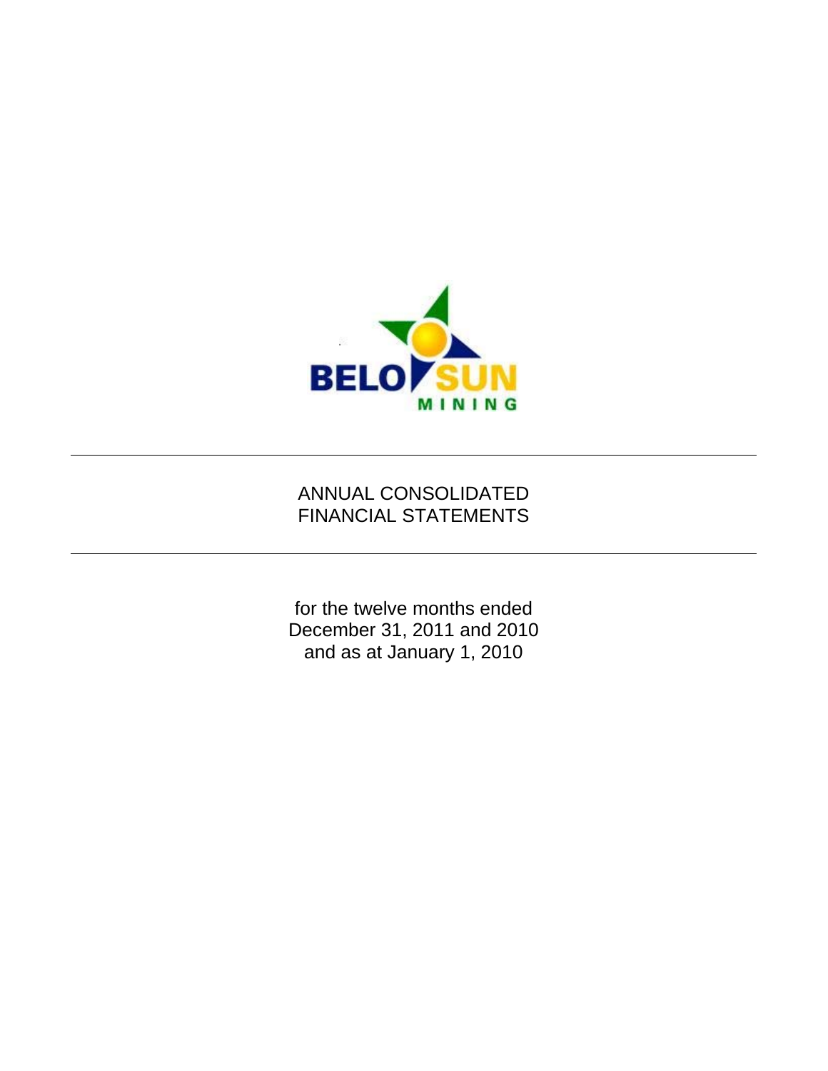BELO SUN MINING

---

# ANNUAL CONSOLIDATED FINANCIAL STATEMENTS

---

for the twelve months ended
December 31, 2011 and 2010
and as at January 1, 2010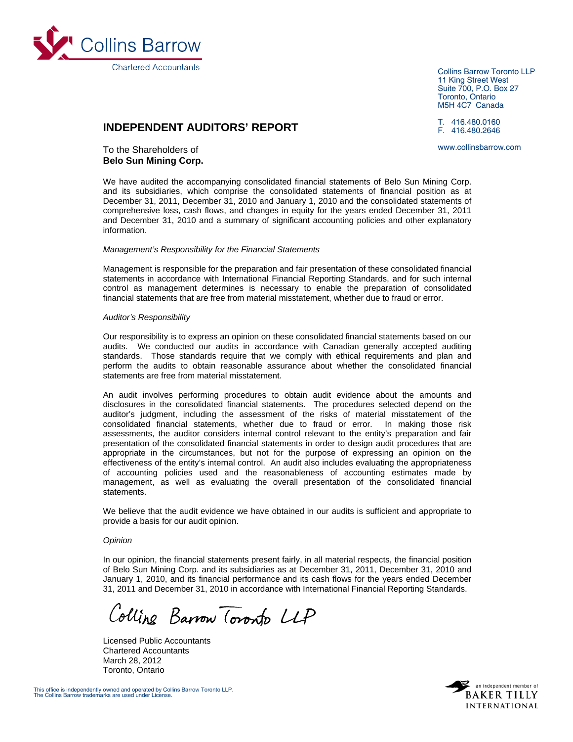Collins Barrow

Chartered Accountants

Collins Barrow Toronto LLP
11 King Street West
Suite 700, P.O. Box 27
Toronto, Ontario
M5H 4C7 Canada

T. 416.480.0160
F. 416.480.2646

www.collinsbarrow.com

## INDEPENDENT AUDITORS' REPORT

To the Shareholders of
**Belo Sun Mining Corp.**

We have audited the accompanying consolidated financial statements of Belo Sun Mining Corp. and its subsidiaries, which comprise the consolidated statements of financial position as at December 31, 2011, December 31, 2010 and January 1, 2010 and the consolidated statements of comprehensive loss, cash flows, and changes in equity for the years ended December 31, 2011 and December 31, 2010 and a summary of significant accounting policies and other explanatory information.

*Management's Responsibility for the Financial Statements*

Management is responsible for the preparation and fair presentation of these consolidated financial statements in accordance with International Financial Reporting Standards, and for such internal control as management determines is necessary to enable the preparation of consolidated financial statements that are free from material misstatement, whether due to fraud or error.

*Auditor's Responsibility*

Our responsibility is to express an opinion on these consolidated financial statements based on our audits. We conducted our audits in accordance with Canadian generally accepted auditing standards. Those standards require that we comply with ethical requirements and plan and perform the audits to obtain reasonable assurance about whether the consolidated financial statements are free from material misstatement.

An audit involves performing procedures to obtain audit evidence about the amounts and disclosures in the consolidated financial statements. The procedures selected depend on the auditor's judgment, including the assessment of the risks of material misstatement of the consolidated financial statements, whether due to fraud or error. In making those risk assessments, the auditor considers internal control relevant to the entity's preparation and fair presentation of the consolidated financial statements in order to design audit procedures that are appropriate in the circumstances, but not for the purpose of expressing an opinion on the effectiveness of the entity's internal control. An audit also includes evaluating the appropriateness of accounting policies used and the reasonableness of accounting estimates made by management, as well as evaluating the overall presentation of the consolidated financial statements.

We believe that the audit evidence we have obtained in our audits is sufficient and appropriate to provide a basis for our audit opinion.

*Opinion*

In our opinion, the financial statements present fairly, in all material respects, the financial position of Belo Sun Mining Corp. and its subsidiaries as at December 31, 2011, December 31, 2010 and January 1, 2010, and its financial performance and its cash flows for the years ended December 31, 2011 and December 31, 2010 in accordance with International Financial Reporting Standards.

Collins Barrow Toronto LLP

Licensed Public Accountants
Chartered Accountants
March 28, 2012
Toronto, Ontario

This office is independently owned and operated by Collins Barrow Toronto LLP.
The Collins Barrow trademarks are used under License.

an independent member of BAKER TILLY INTERNATIONAL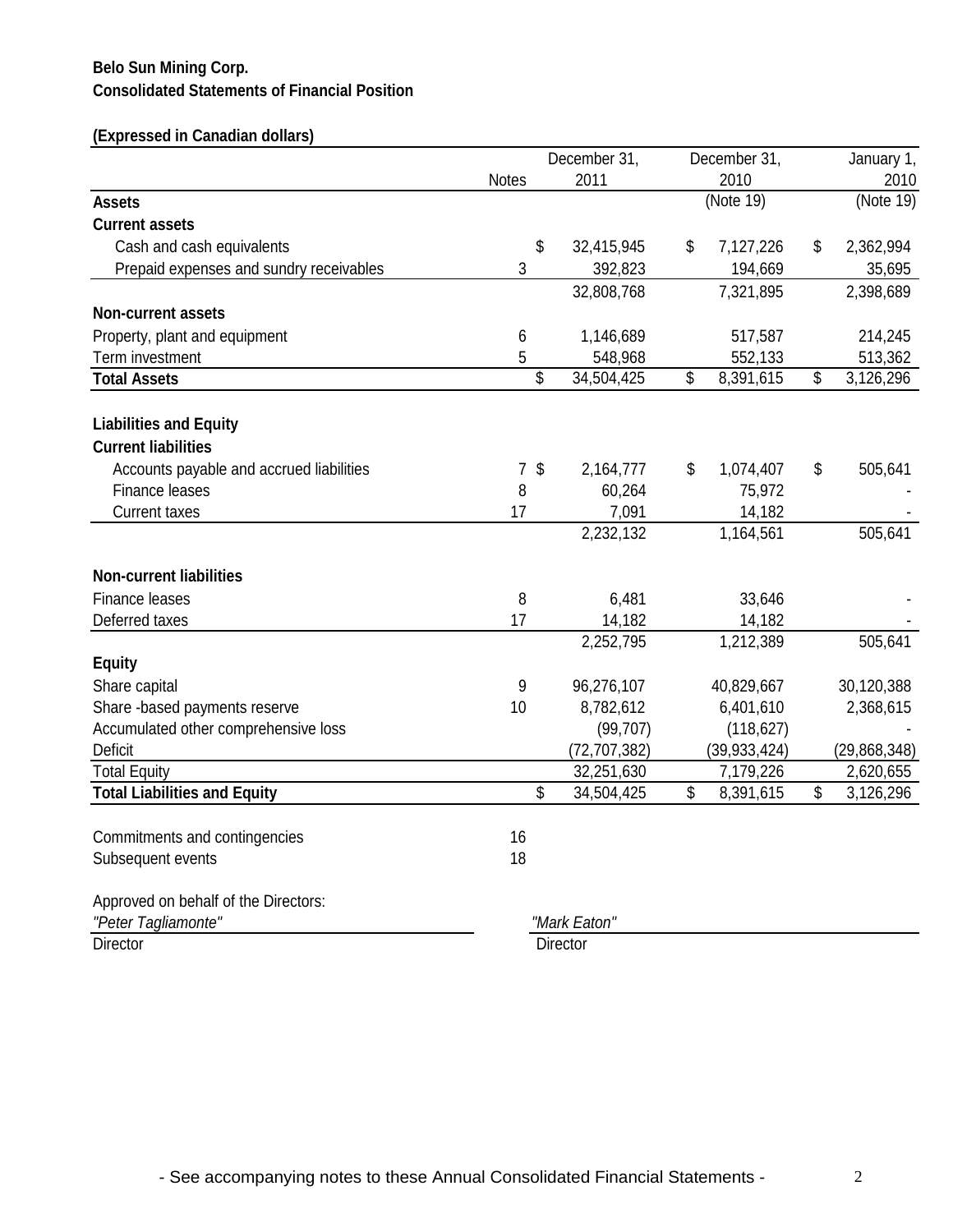**Belo Sun Mining Corp.**
**Consolidated Statements of Financial Position**

**(Expressed in Canadian dollars)**

| | Notes | December 31, 2011 | December 31, 2010 (Note 19) | January 1, 2010 (Note 19) |
|---|---|---|---|---|
| **Assets** | | | | |
| **Current assets** | | | | |
| Cash and cash equivalents | | $ 32,415,945 | $ 7,127,226 | $ 2,362,994 |
| Prepaid expenses and sundry receivables | 3 | 392,823 | 194,669 | 35,695 |
| | | 32,808,768 | 7,321,895 | 2,398,689 |
| **Non-current assets** | | | | |
| Property, plant and equipment | 6 | 1,146,689 | 517,587 | 214,245 |
| Term investment | 5 | 548,968 | 552,133 | 513,362 |
| **Total Assets** | | $ 34,504,425 | $ 8,391,615 | $ 3,126,296 |
| | | | | |
| **Liabilities and Equity** | | | | |
| **Current liabilities** | | | | |
| Accounts payable and accrued liabilities | 7 | $ 2,164,777 | $ 1,074,407 | $ 505,641 |
| Finance leases | 8 | 60,264 | 75,972 | - |
| Current taxes | 17 | 7,091 | 14,182 | - |
| | | 2,232,132 | 1,164,561 | 505,641 |
| | | | | |
| **Non-current liabilities** | | | | |
| Finance leases | 8 | 6,481 | 33,646 | - |
| Deferred taxes | 17 | 14,182 | 14,182 | - |
| | | 2,252,795 | 1,212,389 | 505,641 |
| **Equity** | | | | |
| Share capital | 9 | 96,276,107 | 40,829,667 | 30,120,388 |
| Share -based payments reserve | 10 | 8,782,612 | 6,401,610 | 2,368,615 |
| Accumulated other comprehensive loss | | (99,707) | (118,627) | - |
| Deficit | | (72,707,382) | (39,933,424) | (29,868,348) |
| Total Equity | | 32,251,630 | 7,179,226 | 2,620,655 |
| **Total Liabilities and Equity** | | $ 34,504,425 | $ 8,391,615 | $ 3,126,296 |

| | Notes |
|---|---|
| Commitments and contingencies | 16 |
| Subsequent events | 18 |

Approved on behalf of the Directors:

*"Peter Tagliamonte"* — Director

*"Mark Eaton"* — Director

- See accompanying notes to these Annual Consolidated Financial Statements -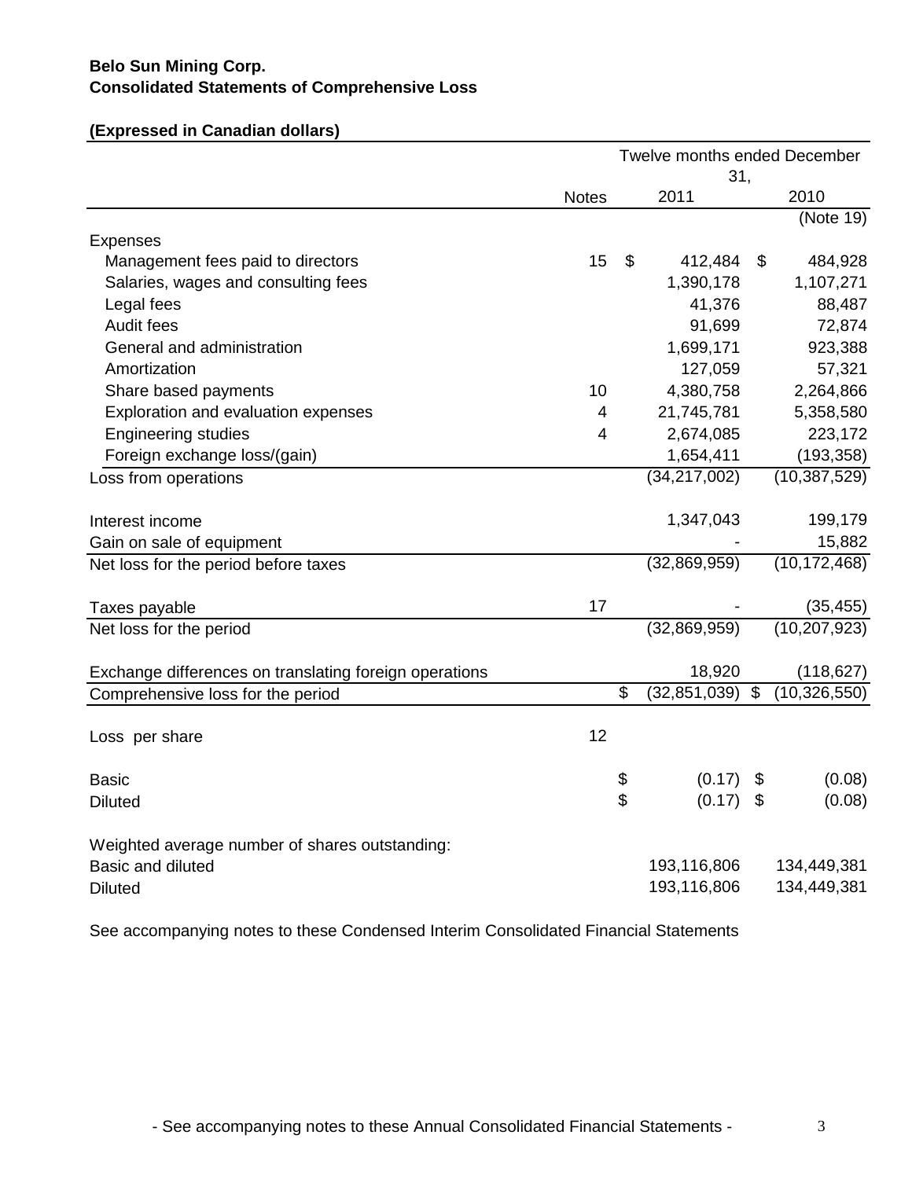**Belo Sun Mining Corp.**
**Consolidated Statements of Comprehensive Loss**

**(Expressed in Canadian dollars)**

| | Notes | Twelve months ended December 31, 2011 | Twelve months ended December 31, 2010 |
|---|---|---|---|
| | | | (Note 19) |
| Expenses | | | |
| Management fees paid to directors | 15 | $ 412,484 | $ 484,928 |
| Salaries, wages and consulting fees | | 1,390,178 | 1,107,271 |
| Legal fees | | 41,376 | 88,487 |
| Audit fees | | 91,699 | 72,874 |
| General and administration | | 1,699,171 | 923,388 |
| Amortization | | 127,059 | 57,321 |
| Share based payments | 10 | 4,380,758 | 2,264,866 |
| Exploration and evaluation expenses | 4 | 21,745,781 | 5,358,580 |
| Engineering studies | 4 | 2,674,085 | 223,172 |
| Foreign exchange loss/(gain) | | 1,654,411 | (193,358) |
| Loss from operations | | (34,217,002) | (10,387,529) |
| | | | |
| Interest income | | 1,347,043 | 199,179 |
| Gain on sale of equipment | | - | 15,882 |
| Net loss for the period before taxes | | (32,869,959) | (10,172,468) |
| | | | |
| Taxes payable | 17 | - | (35,455) |
| Net loss for the period | | (32,869,959) | (10,207,923) |
| | | | |
| Exchange differences on translating foreign operations | | 18,920 | (118,627) |
| Comprehensive loss for the period | | $ (32,851,039) | $ (10,326,550) |
| | | | |
| Loss per share | 12 | | |
| | | | |
| Basic | | $ (0.17) | $ (0.08) |
| Diluted | | $ (0.17) | $ (0.08) |
| | | | |
| Weighted average number of shares outstanding: | | | |
| Basic and diluted | | 193,116,806 | 134,449,381 |
| Diluted | | 193,116,806 | 134,449,381 |

See accompanying notes to these Condensed Interim Consolidated Financial Statements

- See accompanying notes to these Annual Consolidated Financial Statements -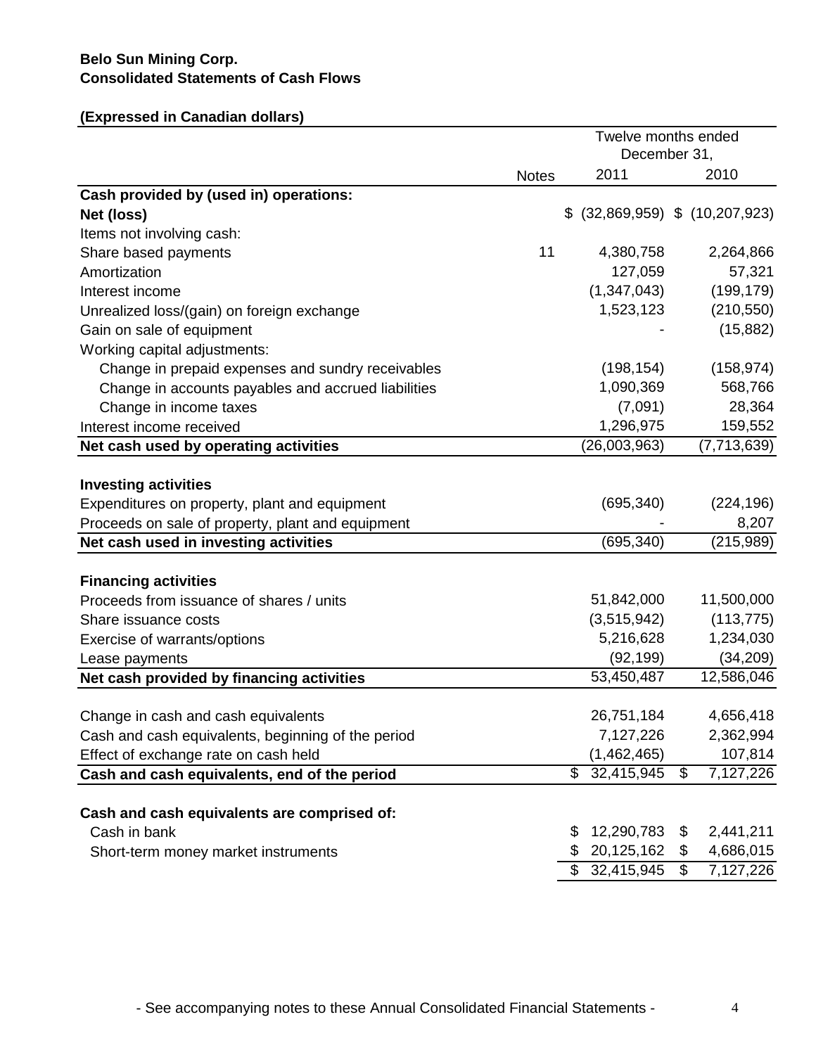**Belo Sun Mining Corp.**
**Consolidated Statements of Cash Flows**

**(Expressed in Canadian dollars)**

| | Notes | Twelve months ended December 31, 2011 | 2010 |
|---|---|---|---|
| **Cash provided by (used in) operations:** | | | |
| **Net (loss)** | | $ (32,869,959) | $ (10,207,923) |
| Items not involving cash: | | | |
| Share based payments | 11 | 4,380,758 | 2,264,866 |
| Amortization | | 127,059 | 57,321 |
| Interest income | | (1,347,043) | (199,179) |
| Unrealized loss/(gain) on foreign exchange | | 1,523,123 | (210,550) |
| Gain on sale of equipment | | - | (15,882) |
| Working capital adjustments: | | | |
| Change in prepaid expenses and sundry receivables | | (198,154) | (158,974) |
| Change in accounts payables and accrued liabilities | | 1,090,369 | 568,766 |
| Change in income taxes | | (7,091) | 28,364 |
| Interest income received | | 1,296,975 | 159,552 |
| **Net cash used by operating activities** | | (26,003,963) | (7,713,639) |
| | | | |
| **Investing activities** | | | |
| Expenditures on property, plant and equipment | | (695,340) | (224,196) |
| Proceeds on sale of property, plant and equipment | | - | 8,207 |
| **Net cash used in investing activities** | | (695,340) | (215,989) |
| | | | |
| **Financing activities** | | | |
| Proceeds from issuance of shares / units | | 51,842,000 | 11,500,000 |
| Share issuance costs | | (3,515,942) | (113,775) |
| Exercise of warrants/options | | 5,216,628 | 1,234,030 |
| Lease payments | | (92,199) | (34,209) |
| **Net cash provided by financing activities** | | 53,450,487 | 12,586,046 |
| | | | |
| Change in cash and cash equivalents | | 26,751,184 | 4,656,418 |
| Cash and cash equivalents, beginning of the period | | 7,127,226 | 2,362,994 |
| Effect of exchange rate on cash held | | (1,462,465) | 107,814 |
| **Cash and cash equivalents, end of the period** | | $ 32,415,945 | $ 7,127,226 |
| | | | |
| **Cash and cash equivalents are comprised of:** | | | |
| Cash in bank | | $ 12,290,783 | $ 2,441,211 |
| Short-term money market instruments | | $ 20,125,162 | $ 4,686,015 |
| | | $ 32,415,945 | $ 7,127,226 |

- See accompanying notes to these Annual Consolidated Financial Statements -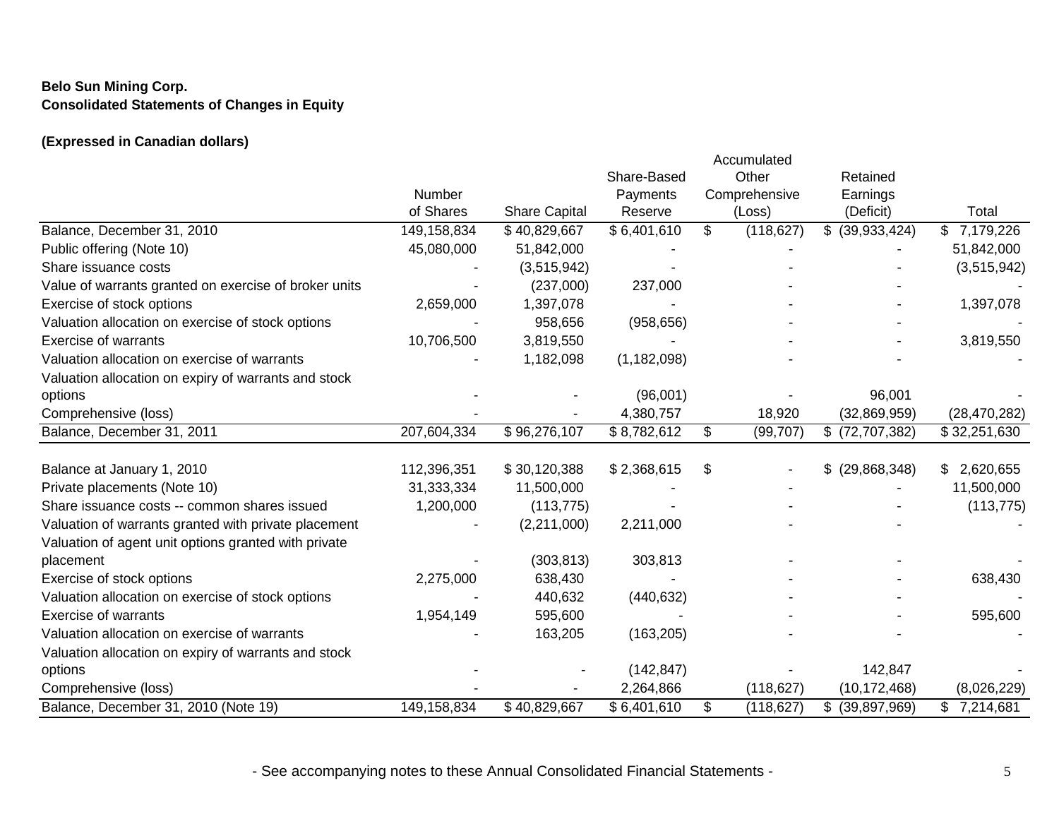**Belo Sun Mining Corp.**
**Consolidated Statements of Changes in Equity**

**(Expressed in Canadian dollars)**

| | Number of Shares | Share Capital | Share-Based Payments Reserve | Accumulated Other Comprehensive (Loss) | Retained Earnings (Deficit) | Total |
|---|---|---|---|---|---|---|
| Balance, December 31, 2010 | 149,158,834 | $ 40,829,667 | $ 6,401,610 | $ (118,627) | $ (39,933,424) | $ 7,179,226 |
| Public offering (Note 10) | 45,080,000 | 51,842,000 | - | - | - | 51,842,000 |
| Share issuance costs | - | (3,515,942) | - | - | - | (3,515,942) |
| Value of warrants granted on exercise of broker units | - | (237,000) | 237,000 | - | - | - |
| Exercise of stock options | 2,659,000 | 1,397,078 | - | - | - | 1,397,078 |
| Valuation allocation on exercise of stock options | - | 958,656 | (958,656) | - | - | - |
| Exercise of warrants | 10,706,500 | 3,819,550 | - | - | - | 3,819,550 |
| Valuation allocation on exercise of warrants | - | 1,182,098 | (1,182,098) | - | - | - |
| Valuation allocation on expiry of warrants and stock options | - | - | (96,001) | - | 96,001 | - |
| Comprehensive (loss) | - | - | 4,380,757 | 18,920 | (32,869,959) | (28,470,282) |
| Balance, December 31, 2011 | 207,604,334 | $ 96,276,107 | $ 8,782,612 | $ (99,707) | $ (72,707,382) | $ 32,251,630 |
| | | | | | | |
| Balance at January 1, 2010 | 112,396,351 | $ 30,120,388 | $ 2,368,615 | $ - | $ (29,868,348) | $ 2,620,655 |
| Private placements (Note 10) | 31,333,334 | 11,500,000 | - | - | - | 11,500,000 |
| Share issuance costs -- common shares issued | 1,200,000 | (113,775) | - | - | - | (113,775) |
| Valuation of warrants granted with private placement | - | (2,211,000) | 2,211,000 | - | - | - |
| Valuation of agent unit options granted with private placement | - | (303,813) | 303,813 | - | - | - |
| Exercise of stock options | 2,275,000 | 638,430 | - | - | - | 638,430 |
| Valuation allocation on exercise of stock options | - | 440,632 | (440,632) | - | - | - |
| Exercise of warrants | 1,954,149 | 595,600 | - | - | - | 595,600 |
| Valuation allocation on exercise of warrants | - | 163,205 | (163,205) | - | - | - |
| Valuation allocation on expiry of warrants and stock options | - | - | (142,847) | - | 142,847 | - |
| Comprehensive (loss) | - | - | 2,264,866 | (118,627) | (10,172,468) | (8,026,229) |
| Balance, December 31, 2010 (Note 19) | 149,158,834 | $ 40,829,667 | $ 6,401,610 | $ (118,627) | $ (39,897,969) | $ 7,214,681 |

- See accompanying notes to these Annual Consolidated Financial Statements -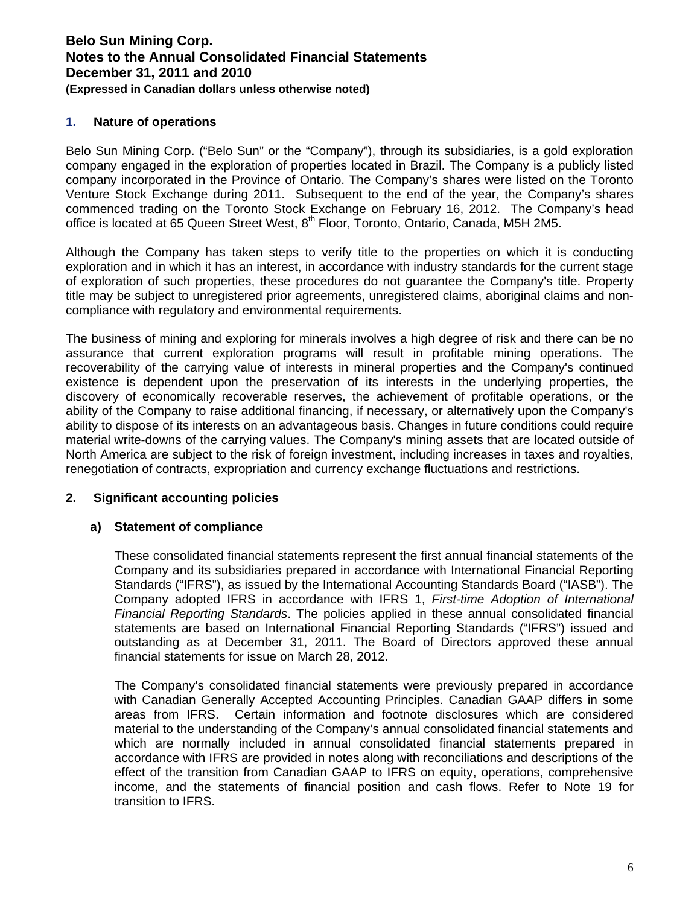## 1. Nature of operations

Belo Sun Mining Corp. ("Belo Sun" or the "Company"), through its subsidiaries, is a gold exploration company engaged in the exploration of properties located in Brazil. The Company is a publicly listed company incorporated in the Province of Ontario. The Company's shares were listed on the Toronto Venture Stock Exchange during 2011. Subsequent to the end of the year, the Company's shares commenced trading on the Toronto Stock Exchange on February 16, 2012. The Company's head office is located at 65 Queen Street West, 8th Floor, Toronto, Ontario, Canada, M5H 2M5.

Although the Company has taken steps to verify title to the properties on which it is conducting exploration and in which it has an interest, in accordance with industry standards for the current stage of exploration of such properties, these procedures do not guarantee the Company's title. Property title may be subject to unregistered prior agreements, unregistered claims, aboriginal claims and non-compliance with regulatory and environmental requirements.

The business of mining and exploring for minerals involves a high degree of risk and there can be no assurance that current exploration programs will result in profitable mining operations. The recoverability of the carrying value of interests in mineral properties and the Company's continued existence is dependent upon the preservation of its interests in the underlying properties, the discovery of economically recoverable reserves, the achievement of profitable operations, or the ability of the Company to raise additional financing, if necessary, or alternatively upon the Company's ability to dispose of its interests on an advantageous basis. Changes in future conditions could require material write-downs of the carrying values. The Company's mining assets that are located outside of North America are subject to the risk of foreign investment, including increases in taxes and royalties, renegotiation of contracts, expropriation and currency exchange fluctuations and restrictions.

## 2. Significant accounting policies

### a) Statement of compliance

These consolidated financial statements represent the first annual financial statements of the Company and its subsidiaries prepared in accordance with International Financial Reporting Standards ("IFRS"), as issued by the International Accounting Standards Board ("IASB"). The Company adopted IFRS in accordance with IFRS 1, *First-time Adoption of International Financial Reporting Standards*. The policies applied in these annual consolidated financial statements are based on International Financial Reporting Standards ("IFRS") issued and outstanding as at December 31, 2011. The Board of Directors approved these annual financial statements for issue on March 28, 2012.

The Company's consolidated financial statements were previously prepared in accordance with Canadian Generally Accepted Accounting Principles. Canadian GAAP differs in some areas from IFRS. Certain information and footnote disclosures which are considered material to the understanding of the Company's annual consolidated financial statements and which are normally included in annual consolidated financial statements prepared in accordance with IFRS are provided in notes along with reconciliations and descriptions of the effect of the transition from Canadian GAAP to IFRS on equity, operations, comprehensive income, and the statements of financial position and cash flows. Refer to Note 19 for transition to IFRS.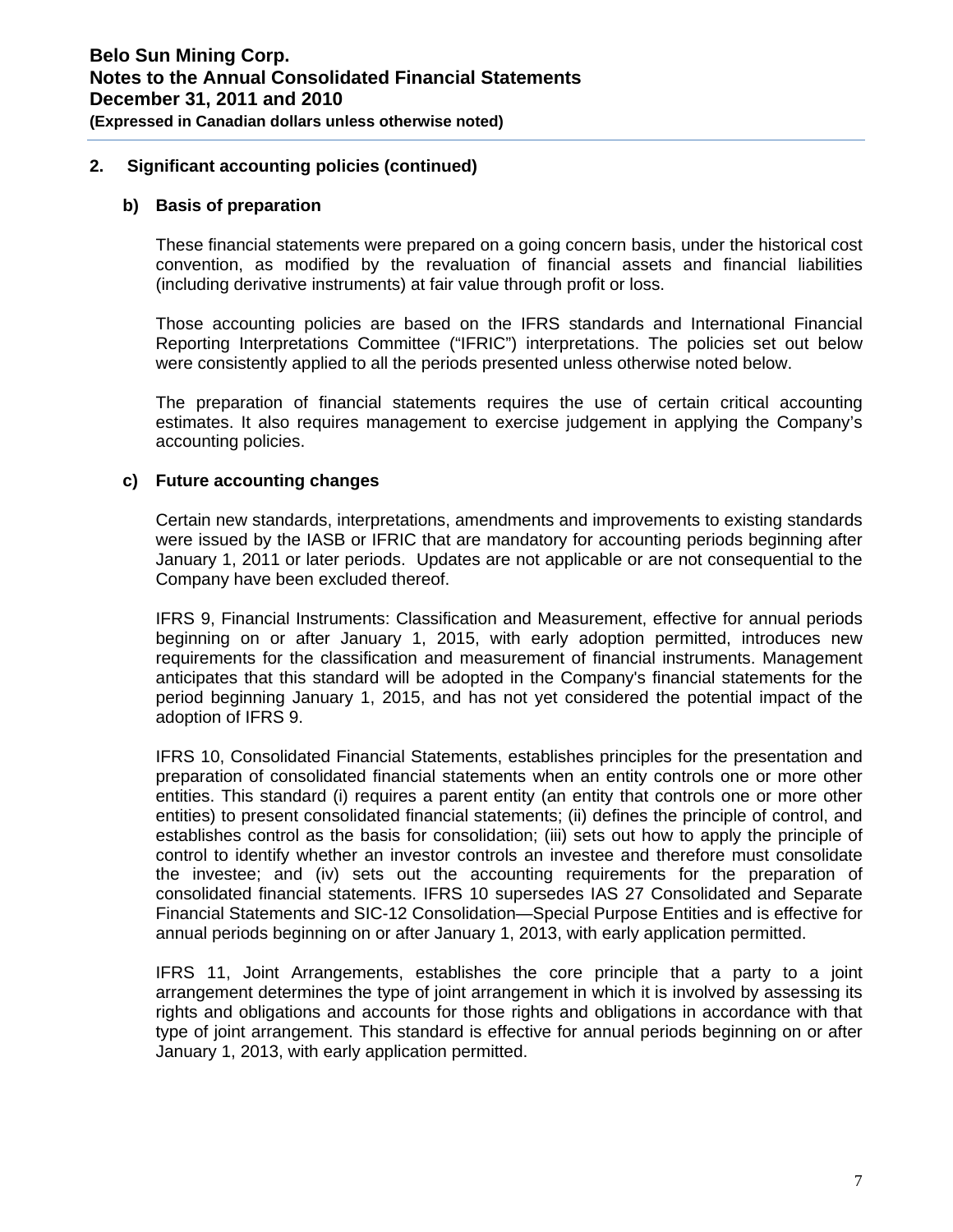## 2. Significant accounting policies (continued)

### b) Basis of preparation

These financial statements were prepared on a going concern basis, under the historical cost convention, as modified by the revaluation of financial assets and financial liabilities (including derivative instruments) at fair value through profit or loss.

Those accounting policies are based on the IFRS standards and International Financial Reporting Interpretations Committee ("IFRIC") interpretations. The policies set out below were consistently applied to all the periods presented unless otherwise noted below.

The preparation of financial statements requires the use of certain critical accounting estimates. It also requires management to exercise judgement in applying the Company's accounting policies.

### c) Future accounting changes

Certain new standards, interpretations, amendments and improvements to existing standards were issued by the IASB or IFRIC that are mandatory for accounting periods beginning after January 1, 2011 or later periods. Updates are not applicable or are not consequential to the Company have been excluded thereof.

IFRS 9, Financial Instruments: Classification and Measurement, effective for annual periods beginning on or after January 1, 2015, with early adoption permitted, introduces new requirements for the classification and measurement of financial instruments. Management anticipates that this standard will be adopted in the Company's financial statements for the period beginning January 1, 2015, and has not yet considered the potential impact of the adoption of IFRS 9.

IFRS 10, Consolidated Financial Statements, establishes principles for the presentation and preparation of consolidated financial statements when an entity controls one or more other entities. This standard (i) requires a parent entity (an entity that controls one or more other entities) to present consolidated financial statements; (ii) defines the principle of control, and establishes control as the basis for consolidation; (iii) sets out how to apply the principle of control to identify whether an investor controls an investee and therefore must consolidate the investee; and (iv) sets out the accounting requirements for the preparation of consolidated financial statements. IFRS 10 supersedes IAS 27 Consolidated and Separate Financial Statements and SIC-12 Consolidation—Special Purpose Entities and is effective for annual periods beginning on or after January 1, 2013, with early application permitted.

IFRS 11, Joint Arrangements, establishes the core principle that a party to a joint arrangement determines the type of joint arrangement in which it is involved by assessing its rights and obligations and accounts for those rights and obligations in accordance with that type of joint arrangement. This standard is effective for annual periods beginning on or after January 1, 2013, with early application permitted.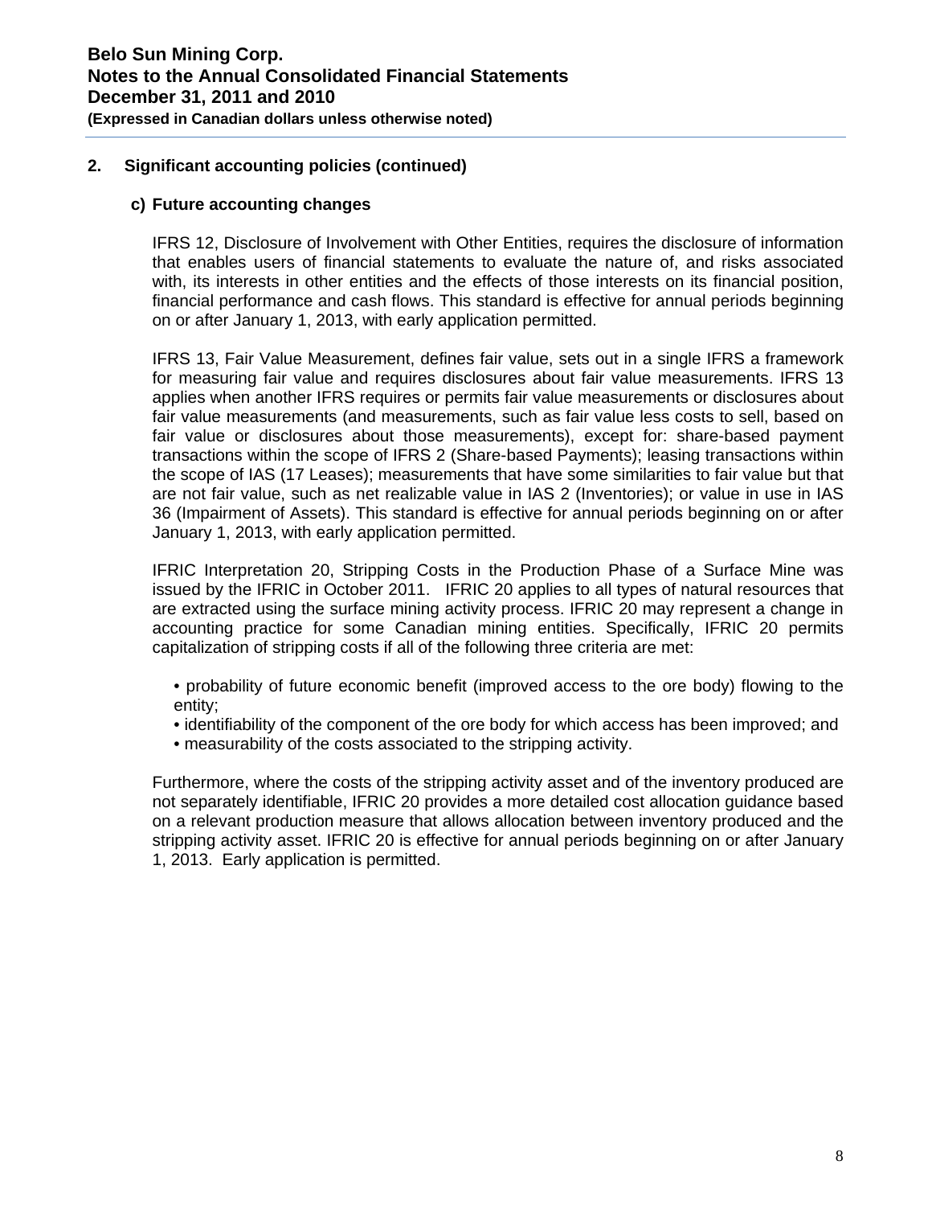## 2. Significant accounting policies (continued)

### c) Future accounting changes

IFRS 12, Disclosure of Involvement with Other Entities, requires the disclosure of information that enables users of financial statements to evaluate the nature of, and risks associated with, its interests in other entities and the effects of those interests on its financial position, financial performance and cash flows. This standard is effective for annual periods beginning on or after January 1, 2013, with early application permitted.

IFRS 13, Fair Value Measurement, defines fair value, sets out in a single IFRS a framework for measuring fair value and requires disclosures about fair value measurements. IFRS 13 applies when another IFRS requires or permits fair value measurements or disclosures about fair value measurements (and measurements, such as fair value less costs to sell, based on fair value or disclosures about those measurements), except for: share-based payment transactions within the scope of IFRS 2 (Share-based Payments); leasing transactions within the scope of IAS (17 Leases); measurements that have some similarities to fair value but that are not fair value, such as net realizable value in IAS 2 (Inventories); or value in use in IAS 36 (Impairment of Assets). This standard is effective for annual periods beginning on or after January 1, 2013, with early application permitted.

IFRIC Interpretation 20, Stripping Costs in the Production Phase of a Surface Mine was issued by the IFRIC in October 2011. IFRIC 20 applies to all types of natural resources that are extracted using the surface mining activity process. IFRIC 20 may represent a change in accounting practice for some Canadian mining entities. Specifically, IFRIC 20 permits capitalization of stripping costs if all of the following three criteria are met:

- probability of future economic benefit (improved access to the ore body) flowing to the entity;
- identifiability of the component of the ore body for which access has been improved; and
- measurability of the costs associated to the stripping activity.

Furthermore, where the costs of the stripping activity asset and of the inventory produced are not separately identifiable, IFRIC 20 provides a more detailed cost allocation guidance based on a relevant production measure that allows allocation between inventory produced and the stripping activity asset. IFRIC 20 is effective for annual periods beginning on or after January 1, 2013. Early application is permitted.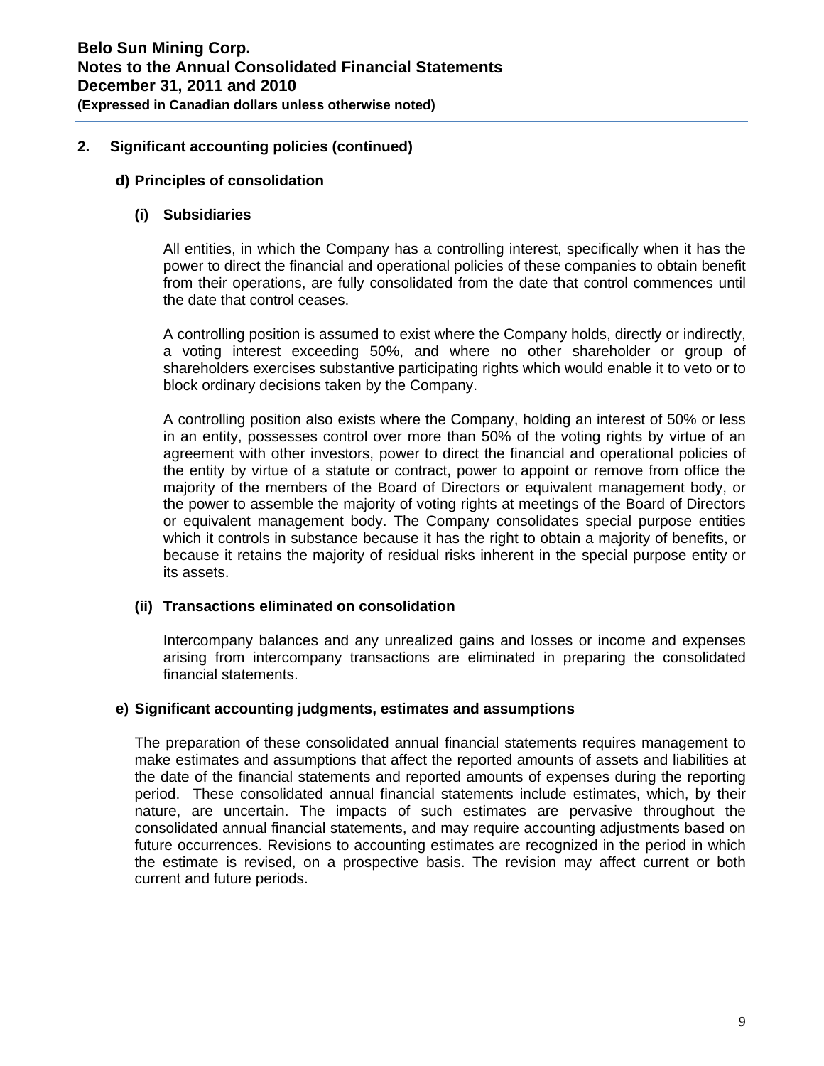## 2. Significant accounting policies (continued)

### d) Principles of consolidation

#### (i) Subsidiaries

All entities, in which the Company has a controlling interest, specifically when it has the power to direct the financial and operational policies of these companies to obtain benefit from their operations, are fully consolidated from the date that control commences until the date that control ceases.

A controlling position is assumed to exist where the Company holds, directly or indirectly, a voting interest exceeding 50%, and where no other shareholder or group of shareholders exercises substantive participating rights which would enable it to veto or to block ordinary decisions taken by the Company.

A controlling position also exists where the Company, holding an interest of 50% or less in an entity, possesses control over more than 50% of the voting rights by virtue of an agreement with other investors, power to direct the financial and operational policies of the entity by virtue of a statute or contract, power to appoint or remove from office the majority of the members of the Board of Directors or equivalent management body, or the power to assemble the majority of voting rights at meetings of the Board of Directors or equivalent management body. The Company consolidates special purpose entities which it controls in substance because it has the right to obtain a majority of benefits, or because it retains the majority of residual risks inherent in the special purpose entity or its assets.

#### (ii) Transactions eliminated on consolidation

Intercompany balances and any unrealized gains and losses or income and expenses arising from intercompany transactions are eliminated in preparing the consolidated financial statements.

### e) Significant accounting judgments, estimates and assumptions

The preparation of these consolidated annual financial statements requires management to make estimates and assumptions that affect the reported amounts of assets and liabilities at the date of the financial statements and reported amounts of expenses during the reporting period. These consolidated annual financial statements include estimates, which, by their nature, are uncertain. The impacts of such estimates are pervasive throughout the consolidated annual financial statements, and may require accounting adjustments based on future occurrences. Revisions to accounting estimates are recognized in the period in which the estimate is revised, on a prospective basis. The revision may affect current or both current and future periods.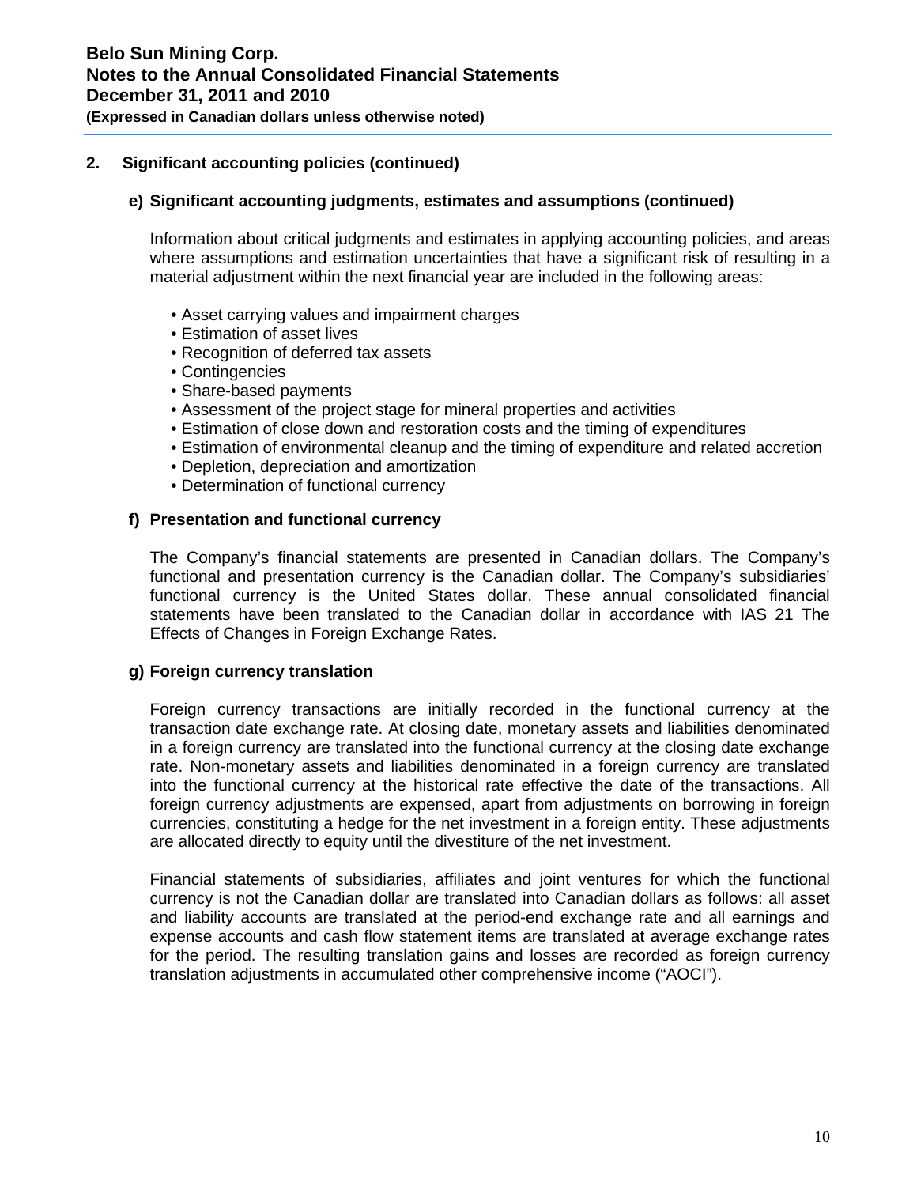## 2. Significant accounting policies (continued)

### e) Significant accounting judgments, estimates and assumptions (continued)

Information about critical judgments and estimates in applying accounting policies, and areas where assumptions and estimation uncertainties that have a significant risk of resulting in a material adjustment within the next financial year are included in the following areas:

- Asset carrying values and impairment charges
- Estimation of asset lives
- Recognition of deferred tax assets
- Contingencies
- Share-based payments
- Assessment of the project stage for mineral properties and activities
- Estimation of close down and restoration costs and the timing of expenditures
- Estimation of environmental cleanup and the timing of expenditure and related accretion
- Depletion, depreciation and amortization
- Determination of functional currency

### f) Presentation and functional currency

The Company's financial statements are presented in Canadian dollars. The Company's functional and presentation currency is the Canadian dollar. The Company's subsidiaries' functional currency is the United States dollar. These annual consolidated financial statements have been translated to the Canadian dollar in accordance with IAS 21 The Effects of Changes in Foreign Exchange Rates.

### g) Foreign currency translation

Foreign currency transactions are initially recorded in the functional currency at the transaction date exchange rate. At closing date, monetary assets and liabilities denominated in a foreign currency are translated into the functional currency at the closing date exchange rate. Non-monetary assets and liabilities denominated in a foreign currency are translated into the functional currency at the historical rate effective the date of the transactions. All foreign currency adjustments are expensed, apart from adjustments on borrowing in foreign currencies, constituting a hedge for the net investment in a foreign entity. These adjustments are allocated directly to equity until the divestiture of the net investment.

Financial statements of subsidiaries, affiliates and joint ventures for which the functional currency is not the Canadian dollar are translated into Canadian dollars as follows: all asset and liability accounts are translated at the period-end exchange rate and all earnings and expense accounts and cash flow statement items are translated at average exchange rates for the period. The resulting translation gains and losses are recorded as foreign currency translation adjustments in accumulated other comprehensive income ("AOCI").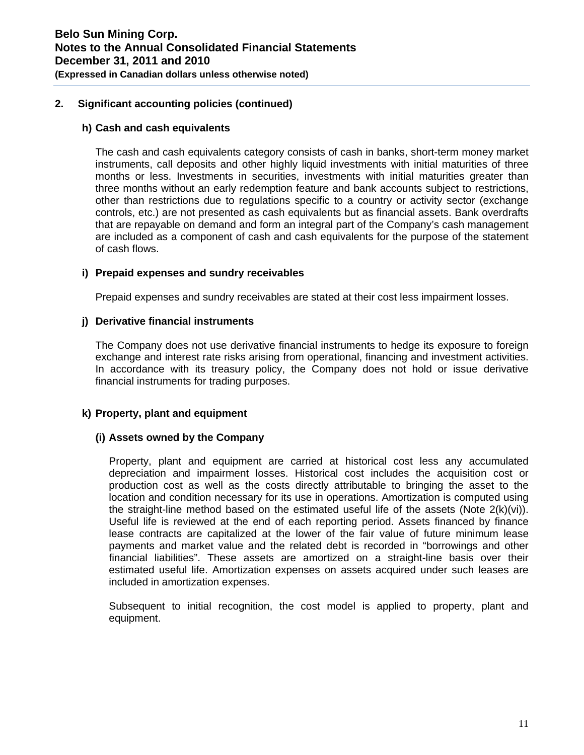## 2. Significant accounting policies (continued)

### h) Cash and cash equivalents

The cash and cash equivalents category consists of cash in banks, short-term money market instruments, call deposits and other highly liquid investments with initial maturities of three months or less. Investments in securities, investments with initial maturities greater than three months without an early redemption feature and bank accounts subject to restrictions, other than restrictions due to regulations specific to a country or activity sector (exchange controls, etc.) are not presented as cash equivalents but as financial assets. Bank overdrafts that are repayable on demand and form an integral part of the Company's cash management are included as a component of cash and cash equivalents for the purpose of the statement of cash flows.

### i) Prepaid expenses and sundry receivables

Prepaid expenses and sundry receivables are stated at their cost less impairment losses.

### j) Derivative financial instruments

The Company does not use derivative financial instruments to hedge its exposure to foreign exchange and interest rate risks arising from operational, financing and investment activities. In accordance with its treasury policy, the Company does not hold or issue derivative financial instruments for trading purposes.

### k) Property, plant and equipment

#### (i) Assets owned by the Company

Property, plant and equipment are carried at historical cost less any accumulated depreciation and impairment losses. Historical cost includes the acquisition cost or production cost as well as the costs directly attributable to bringing the asset to the location and condition necessary for its use in operations. Amortization is computed using the straight-line method based on the estimated useful life of the assets (Note 2(k)(vi)). Useful life is reviewed at the end of each reporting period. Assets financed by finance lease contracts are capitalized at the lower of the fair value of future minimum lease payments and market value and the related debt is recorded in "borrowings and other financial liabilities". These assets are amortized on a straight-line basis over their estimated useful life. Amortization expenses on assets acquired under such leases are included in amortization expenses.

Subsequent to initial recognition, the cost model is applied to property, plant and equipment.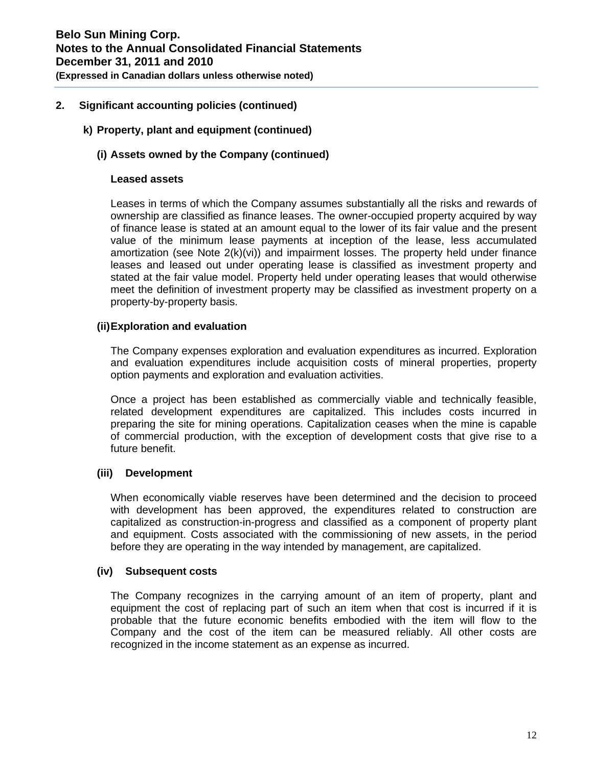## 2. Significant accounting policies (continued)

### k) Property, plant and equipment (continued)

#### (i) Assets owned by the Company (continued)

**Leased assets**

Leases in terms of which the Company assumes substantially all the risks and rewards of ownership are classified as finance leases. The owner-occupied property acquired by way of finance lease is stated at an amount equal to the lower of its fair value and the present value of the minimum lease payments at inception of the lease, less accumulated amortization (see Note 2(k)(vi)) and impairment losses. The property held under finance leases and leased out under operating lease is classified as investment property and stated at the fair value model. Property held under operating leases that would otherwise meet the definition of investment property may be classified as investment property on a property-by-property basis.

#### (ii) Exploration and evaluation

The Company expenses exploration and evaluation expenditures as incurred. Exploration and evaluation expenditures include acquisition costs of mineral properties, property option payments and exploration and evaluation activities.

Once a project has been established as commercially viable and technically feasible, related development expenditures are capitalized. This includes costs incurred in preparing the site for mining operations. Capitalization ceases when the mine is capable of commercial production, with the exception of development costs that give rise to a future benefit.

#### (iii) Development

When economically viable reserves have been determined and the decision to proceed with development has been approved, the expenditures related to construction are capitalized as construction-in-progress and classified as a component of property plant and equipment. Costs associated with the commissioning of new assets, in the period before they are operating in the way intended by management, are capitalized.

#### (iv) Subsequent costs

The Company recognizes in the carrying amount of an item of property, plant and equipment the cost of replacing part of such an item when that cost is incurred if it is probable that the future economic benefits embodied with the item will flow to the Company and the cost of the item can be measured reliably. All other costs are recognized in the income statement as an expense as incurred.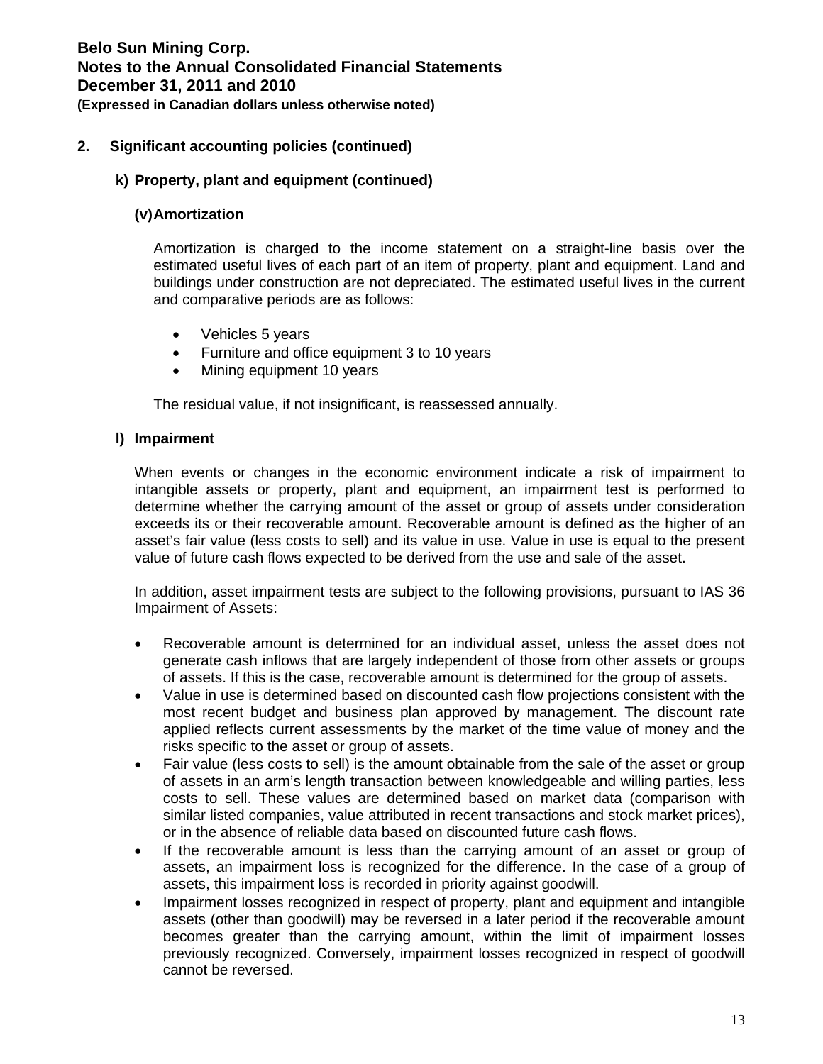## 2. Significant accounting policies (continued)

### k) Property, plant and equipment (continued)

#### (v) Amortization

Amortization is charged to the income statement on a straight-line basis over the estimated useful lives of each part of an item of property, plant and equipment. Land and buildings under construction are not depreciated. The estimated useful lives in the current and comparative periods are as follows:

- Vehicles 5 years
- Furniture and office equipment 3 to 10 years
- Mining equipment 10 years

The residual value, if not insignificant, is reassessed annually.

### l) Impairment

When events or changes in the economic environment indicate a risk of impairment to intangible assets or property, plant and equipment, an impairment test is performed to determine whether the carrying amount of the asset or group of assets under consideration exceeds its or their recoverable amount. Recoverable amount is defined as the higher of an asset's fair value (less costs to sell) and its value in use. Value in use is equal to the present value of future cash flows expected to be derived from the use and sale of the asset.

In addition, asset impairment tests are subject to the following provisions, pursuant to IAS 36 Impairment of Assets:

- Recoverable amount is determined for an individual asset, unless the asset does not generate cash inflows that are largely independent of those from other assets or groups of assets. If this is the case, recoverable amount is determined for the group of assets.
- Value in use is determined based on discounted cash flow projections consistent with the most recent budget and business plan approved by management. The discount rate applied reflects current assessments by the market of the time value of money and the risks specific to the asset or group of assets.
- Fair value (less costs to sell) is the amount obtainable from the sale of the asset or group of assets in an arm's length transaction between knowledgeable and willing parties, less costs to sell. These values are determined based on market data (comparison with similar listed companies, value attributed in recent transactions and stock market prices), or in the absence of reliable data based on discounted future cash flows.
- If the recoverable amount is less than the carrying amount of an asset or group of assets, an impairment loss is recognized for the difference. In the case of a group of assets, this impairment loss is recorded in priority against goodwill.
- Impairment losses recognized in respect of property, plant and equipment and intangible assets (other than goodwill) may be reversed in a later period if the recoverable amount becomes greater than the carrying amount, within the limit of impairment losses previously recognized. Conversely, impairment losses recognized in respect of goodwill cannot be reversed.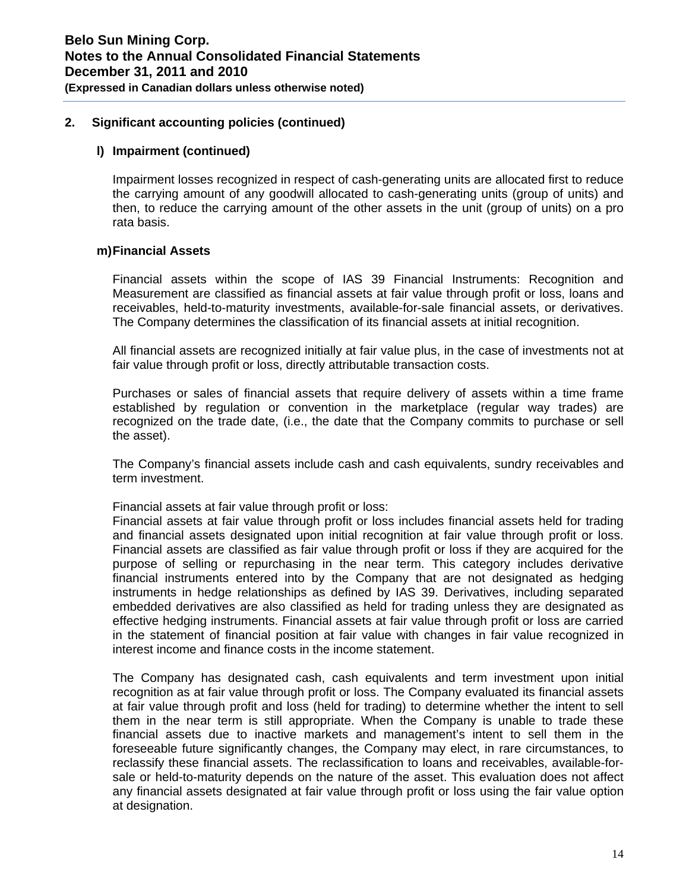## 2. Significant accounting policies (continued)

### l) Impairment (continued)

Impairment losses recognized in respect of cash-generating units are allocated first to reduce the carrying amount of any goodwill allocated to cash-generating units (group of units) and then, to reduce the carrying amount of the other assets in the unit (group of units) on a pro rata basis.

### m) Financial Assets

Financial assets within the scope of IAS 39 Financial Instruments: Recognition and Measurement are classified as financial assets at fair value through profit or loss, loans and receivables, held-to-maturity investments, available-for-sale financial assets, or derivatives. The Company determines the classification of its financial assets at initial recognition.

All financial assets are recognized initially at fair value plus, in the case of investments not at fair value through profit or loss, directly attributable transaction costs.

Purchases or sales of financial assets that require delivery of assets within a time frame established by regulation or convention in the marketplace (regular way trades) are recognized on the trade date, (i.e., the date that the Company commits to purchase or sell the asset).

The Company's financial assets include cash and cash equivalents, sundry receivables and term investment.

Financial assets at fair value through profit or loss:
Financial assets at fair value through profit or loss includes financial assets held for trading and financial assets designated upon initial recognition at fair value through profit or loss. Financial assets are classified as fair value through profit or loss if they are acquired for the purpose of selling or repurchasing in the near term. This category includes derivative financial instruments entered into by the Company that are not designated as hedging instruments in hedge relationships as defined by IAS 39. Derivatives, including separated embedded derivatives are also classified as held for trading unless they are designated as effective hedging instruments. Financial assets at fair value through profit or loss are carried in the statement of financial position at fair value with changes in fair value recognized in interest income and finance costs in the income statement.

The Company has designated cash, cash equivalents and term investment upon initial recognition as at fair value through profit or loss. The Company evaluated its financial assets at fair value through profit and loss (held for trading) to determine whether the intent to sell them in the near term is still appropriate. When the Company is unable to trade these financial assets due to inactive markets and management's intent to sell them in the foreseeable future significantly changes, the Company may elect, in rare circumstances, to reclassify these financial assets. The reclassification to loans and receivables, available-for-sale or held-to-maturity depends on the nature of the asset. This evaluation does not affect any financial assets designated at fair value through profit or loss using the fair value option at designation.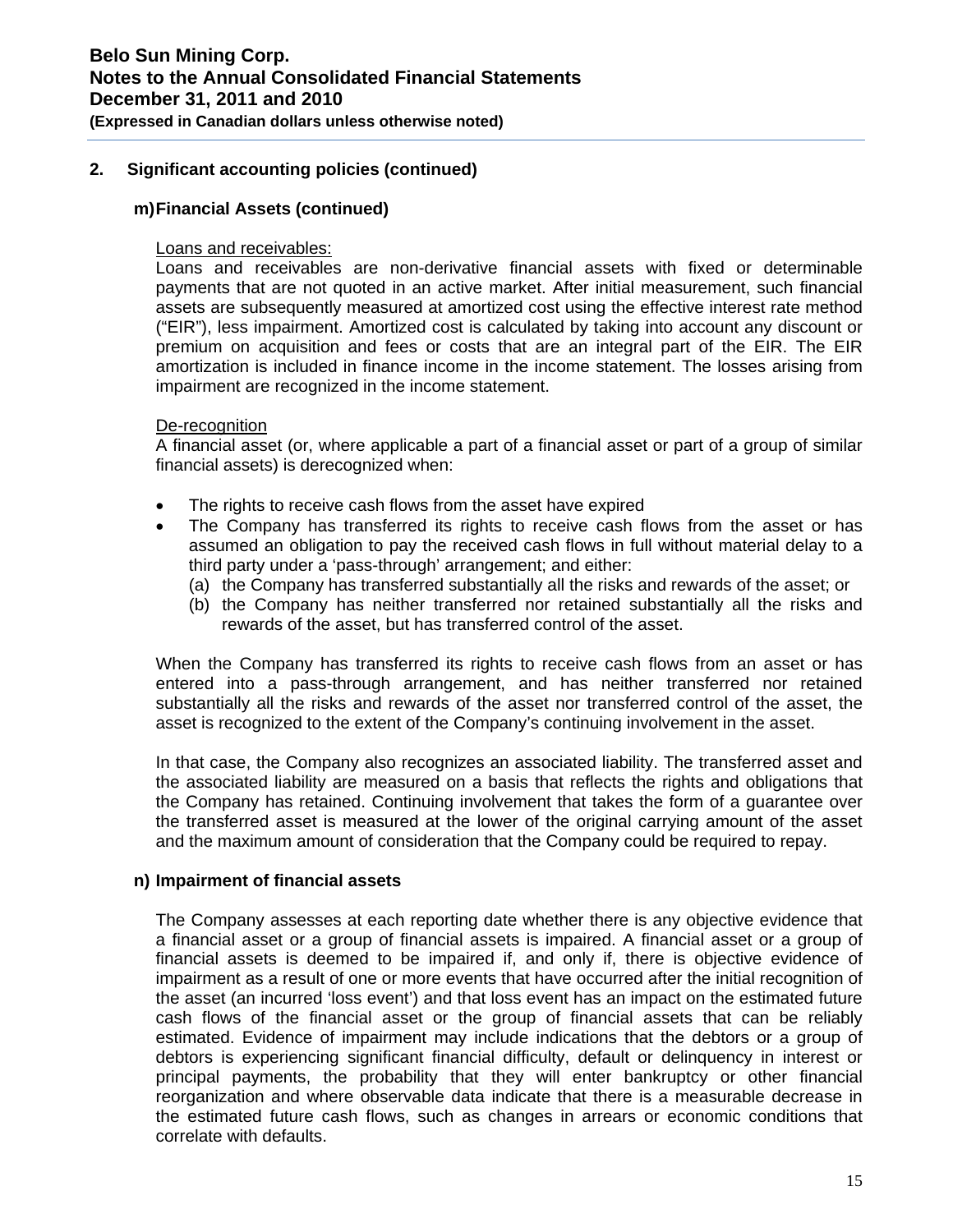## 2. Significant accounting policies (continued)

### m) Financial Assets (continued)

Loans and receivables:

Loans and receivables are non-derivative financial assets with fixed or determinable payments that are not quoted in an active market. After initial measurement, such financial assets are subsequently measured at amortized cost using the effective interest rate method ("EIR"), less impairment. Amortized cost is calculated by taking into account any discount or premium on acquisition and fees or costs that are an integral part of the EIR. The EIR amortization is included in finance income in the income statement. The losses arising from impairment are recognized in the income statement.

De-recognition

A financial asset (or, where applicable a part of a financial asset or part of a group of similar financial assets) is derecognized when:

- The rights to receive cash flows from the asset have expired
- The Company has transferred its rights to receive cash flows from the asset or has assumed an obligation to pay the received cash flows in full without material delay to a third party under a 'pass-through' arrangement; and either:
  - (a) the Company has transferred substantially all the risks and rewards of the asset; or
  - (b) the Company has neither transferred nor retained substantially all the risks and rewards of the asset, but has transferred control of the asset.

When the Company has transferred its rights to receive cash flows from an asset or has entered into a pass-through arrangement, and has neither transferred nor retained substantially all the risks and rewards of the asset nor transferred control of the asset, the asset is recognized to the extent of the Company's continuing involvement in the asset.

In that case, the Company also recognizes an associated liability. The transferred asset and the associated liability are measured on a basis that reflects the rights and obligations that the Company has retained. Continuing involvement that takes the form of a guarantee over the transferred asset is measured at the lower of the original carrying amount of the asset and the maximum amount of consideration that the Company could be required to repay.

### n) Impairment of financial assets

The Company assesses at each reporting date whether there is any objective evidence that a financial asset or a group of financial assets is impaired. A financial asset or a group of financial assets is deemed to be impaired if, and only if, there is objective evidence of impairment as a result of one or more events that have occurred after the initial recognition of the asset (an incurred 'loss event') and that loss event has an impact on the estimated future cash flows of the financial asset or the group of financial assets that can be reliably estimated. Evidence of impairment may include indications that the debtors or a group of debtors is experiencing significant financial difficulty, default or delinquency in interest or principal payments, the probability that they will enter bankruptcy or other financial reorganization and where observable data indicate that there is a measurable decrease in the estimated future cash flows, such as changes in arrears or economic conditions that correlate with defaults.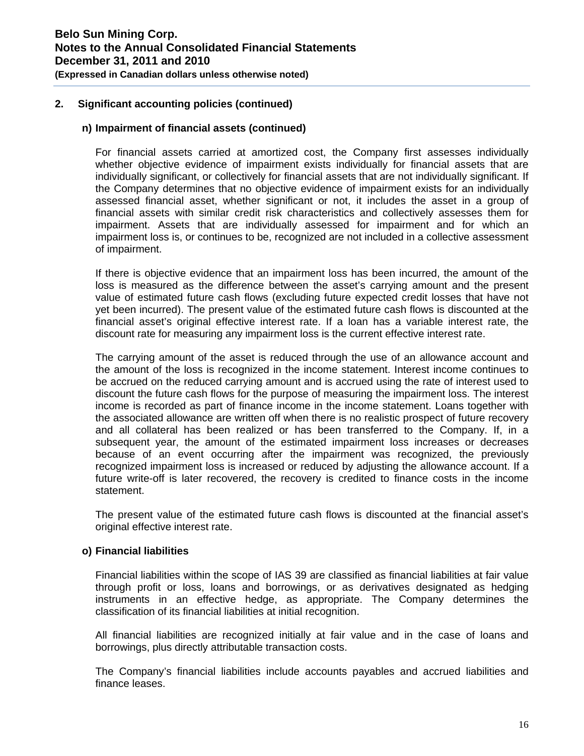## 2. Significant accounting policies (continued)

### n) Impairment of financial assets (continued)

For financial assets carried at amortized cost, the Company first assesses individually whether objective evidence of impairment exists individually for financial assets that are individually significant, or collectively for financial assets that are not individually significant. If the Company determines that no objective evidence of impairment exists for an individually assessed financial asset, whether significant or not, it includes the asset in a group of financial assets with similar credit risk characteristics and collectively assesses them for impairment. Assets that are individually assessed for impairment and for which an impairment loss is, or continues to be, recognized are not included in a collective assessment of impairment.

If there is objective evidence that an impairment loss has been incurred, the amount of the loss is measured as the difference between the asset's carrying amount and the present value of estimated future cash flows (excluding future expected credit losses that have not yet been incurred). The present value of the estimated future cash flows is discounted at the financial asset's original effective interest rate. If a loan has a variable interest rate, the discount rate for measuring any impairment loss is the current effective interest rate.

The carrying amount of the asset is reduced through the use of an allowance account and the amount of the loss is recognized in the income statement. Interest income continues to be accrued on the reduced carrying amount and is accrued using the rate of interest used to discount the future cash flows for the purpose of measuring the impairment loss. The interest income is recorded as part of finance income in the income statement. Loans together with the associated allowance are written off when there is no realistic prospect of future recovery and all collateral has been realized or has been transferred to the Company. If, in a subsequent year, the amount of the estimated impairment loss increases or decreases because of an event occurring after the impairment was recognized, the previously recognized impairment loss is increased or reduced by adjusting the allowance account. If a future write-off is later recovered, the recovery is credited to finance costs in the income statement.

The present value of the estimated future cash flows is discounted at the financial asset's original effective interest rate.

### o) Financial liabilities

Financial liabilities within the scope of IAS 39 are classified as financial liabilities at fair value through profit or loss, loans and borrowings, or as derivatives designated as hedging instruments in an effective hedge, as appropriate. The Company determines the classification of its financial liabilities at initial recognition.

All financial liabilities are recognized initially at fair value and in the case of loans and borrowings, plus directly attributable transaction costs.

The Company's financial liabilities include accounts payables and accrued liabilities and finance leases.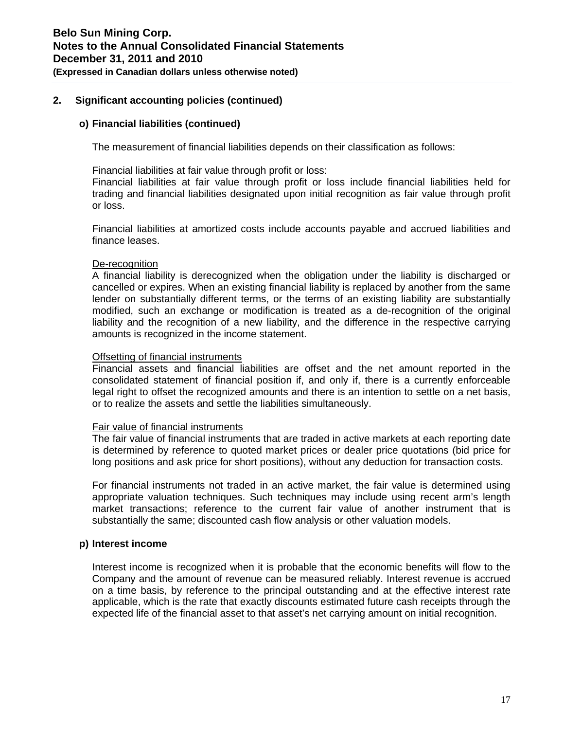## 2. Significant accounting policies (continued)

### o) Financial liabilities (continued)

The measurement of financial liabilities depends on their classification as follows:

Financial liabilities at fair value through profit or loss:
Financial liabilities at fair value through profit or loss include financial liabilities held for trading and financial liabilities designated upon initial recognition as fair value through profit or loss.

Financial liabilities at amortized costs include accounts payable and accrued liabilities and finance leases.

De-recognition
A financial liability is derecognized when the obligation under the liability is discharged or cancelled or expires. When an existing financial liability is replaced by another from the same lender on substantially different terms, or the terms of an existing liability are substantially modified, such an exchange or modification is treated as a de-recognition of the original liability and the recognition of a new liability, and the difference in the respective carrying amounts is recognized in the income statement.

Offsetting of financial instruments
Financial assets and financial liabilities are offset and the net amount reported in the consolidated statement of financial position if, and only if, there is a currently enforceable legal right to offset the recognized amounts and there is an intention to settle on a net basis, or to realize the assets and settle the liabilities simultaneously.

Fair value of financial instruments
The fair value of financial instruments that are traded in active markets at each reporting date is determined by reference to quoted market prices or dealer price quotations (bid price for long positions and ask price for short positions), without any deduction for transaction costs.

For financial instruments not traded in an active market, the fair value is determined using appropriate valuation techniques. Such techniques may include using recent arm's length market transactions; reference to the current fair value of another instrument that is substantially the same; discounted cash flow analysis or other valuation models.

### p) Interest income

Interest income is recognized when it is probable that the economic benefits will flow to the Company and the amount of revenue can be measured reliably. Interest revenue is accrued on a time basis, by reference to the principal outstanding and at the effective interest rate applicable, which is the rate that exactly discounts estimated future cash receipts through the expected life of the financial asset to that asset's net carrying amount on initial recognition.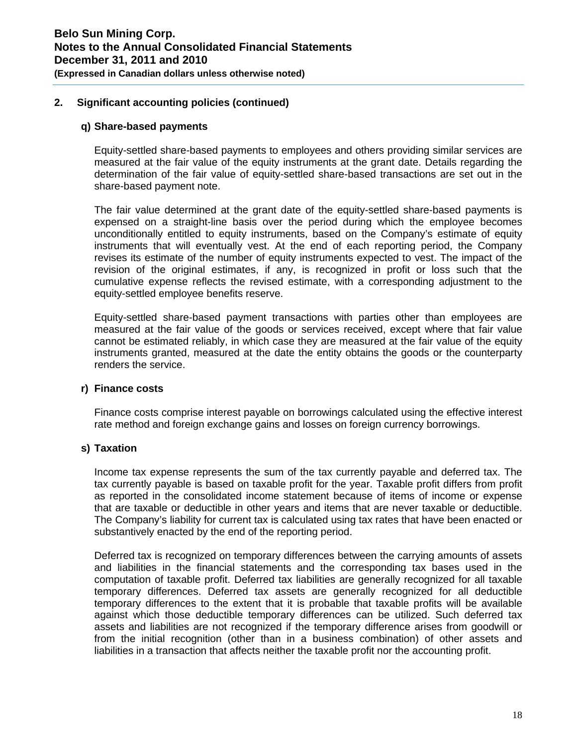## 2. Significant accounting policies (continued)

### q) Share-based payments

Equity-settled share-based payments to employees and others providing similar services are measured at the fair value of the equity instruments at the grant date. Details regarding the determination of the fair value of equity-settled share-based transactions are set out in the share-based payment note.

The fair value determined at the grant date of the equity-settled share-based payments is expensed on a straight-line basis over the period during which the employee becomes unconditionally entitled to equity instruments, based on the Company's estimate of equity instruments that will eventually vest. At the end of each reporting period, the Company revises its estimate of the number of equity instruments expected to vest. The impact of the revision of the original estimates, if any, is recognized in profit or loss such that the cumulative expense reflects the revised estimate, with a corresponding adjustment to the equity-settled employee benefits reserve.

Equity-settled share-based payment transactions with parties other than employees are measured at the fair value of the goods or services received, except where that fair value cannot be estimated reliably, in which case they are measured at the fair value of the equity instruments granted, measured at the date the entity obtains the goods or the counterparty renders the service.

### r) Finance costs

Finance costs comprise interest payable on borrowings calculated using the effective interest rate method and foreign exchange gains and losses on foreign currency borrowings.

### s) Taxation

Income tax expense represents the sum of the tax currently payable and deferred tax. The tax currently payable is based on taxable profit for the year. Taxable profit differs from profit as reported in the consolidated income statement because of items of income or expense that are taxable or deductible in other years and items that are never taxable or deductible. The Company's liability for current tax is calculated using tax rates that have been enacted or substantively enacted by the end of the reporting period.

Deferred tax is recognized on temporary differences between the carrying amounts of assets and liabilities in the financial statements and the corresponding tax bases used in the computation of taxable profit. Deferred tax liabilities are generally recognized for all taxable temporary differences. Deferred tax assets are generally recognized for all deductible temporary differences to the extent that it is probable that taxable profits will be available against which those deductible temporary differences can be utilized. Such deferred tax assets and liabilities are not recognized if the temporary difference arises from goodwill or from the initial recognition (other than in a business combination) of other assets and liabilities in a transaction that affects neither the taxable profit nor the accounting profit.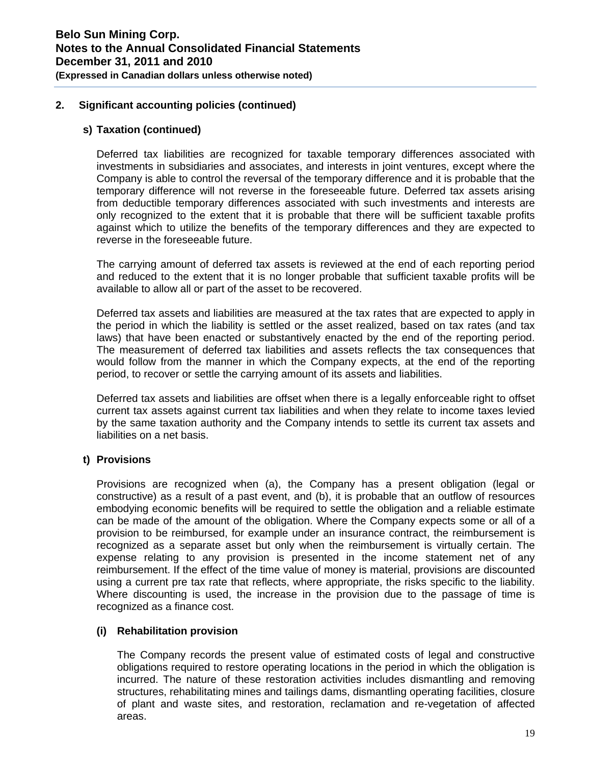## 2. Significant accounting policies (continued)

### s) Taxation (continued)

Deferred tax liabilities are recognized for taxable temporary differences associated with investments in subsidiaries and associates, and interests in joint ventures, except where the Company is able to control the reversal of the temporary difference and it is probable that the temporary difference will not reverse in the foreseeable future. Deferred tax assets arising from deductible temporary differences associated with such investments and interests are only recognized to the extent that it is probable that there will be sufficient taxable profits against which to utilize the benefits of the temporary differences and they are expected to reverse in the foreseeable future.

The carrying amount of deferred tax assets is reviewed at the end of each reporting period and reduced to the extent that it is no longer probable that sufficient taxable profits will be available to allow all or part of the asset to be recovered.

Deferred tax assets and liabilities are measured at the tax rates that are expected to apply in the period in which the liability is settled or the asset realized, based on tax rates (and tax laws) that have been enacted or substantively enacted by the end of the reporting period. The measurement of deferred tax liabilities and assets reflects the tax consequences that would follow from the manner in which the Company expects, at the end of the reporting period, to recover or settle the carrying amount of its assets and liabilities.

Deferred tax assets and liabilities are offset when there is a legally enforceable right to offset current tax assets against current tax liabilities and when they relate to income taxes levied by the same taxation authority and the Company intends to settle its current tax assets and liabilities on a net basis.

### t) Provisions

Provisions are recognized when (a), the Company has a present obligation (legal or constructive) as a result of a past event, and (b), it is probable that an outflow of resources embodying economic benefits will be required to settle the obligation and a reliable estimate can be made of the amount of the obligation. Where the Company expects some or all of a provision to be reimbursed, for example under an insurance contract, the reimbursement is recognized as a separate asset but only when the reimbursement is virtually certain. The expense relating to any provision is presented in the income statement net of any reimbursement. If the effect of the time value of money is material, provisions are discounted using a current pre tax rate that reflects, where appropriate, the risks specific to the liability. Where discounting is used, the increase in the provision due to the passage of time is recognized as a finance cost.

#### (i) Rehabilitation provision

The Company records the present value of estimated costs of legal and constructive obligations required to restore operating locations in the period in which the obligation is incurred. The nature of these restoration activities includes dismantling and removing structures, rehabilitating mines and tailings dams, dismantling operating facilities, closure of plant and waste sites, and restoration, reclamation and re-vegetation of affected areas.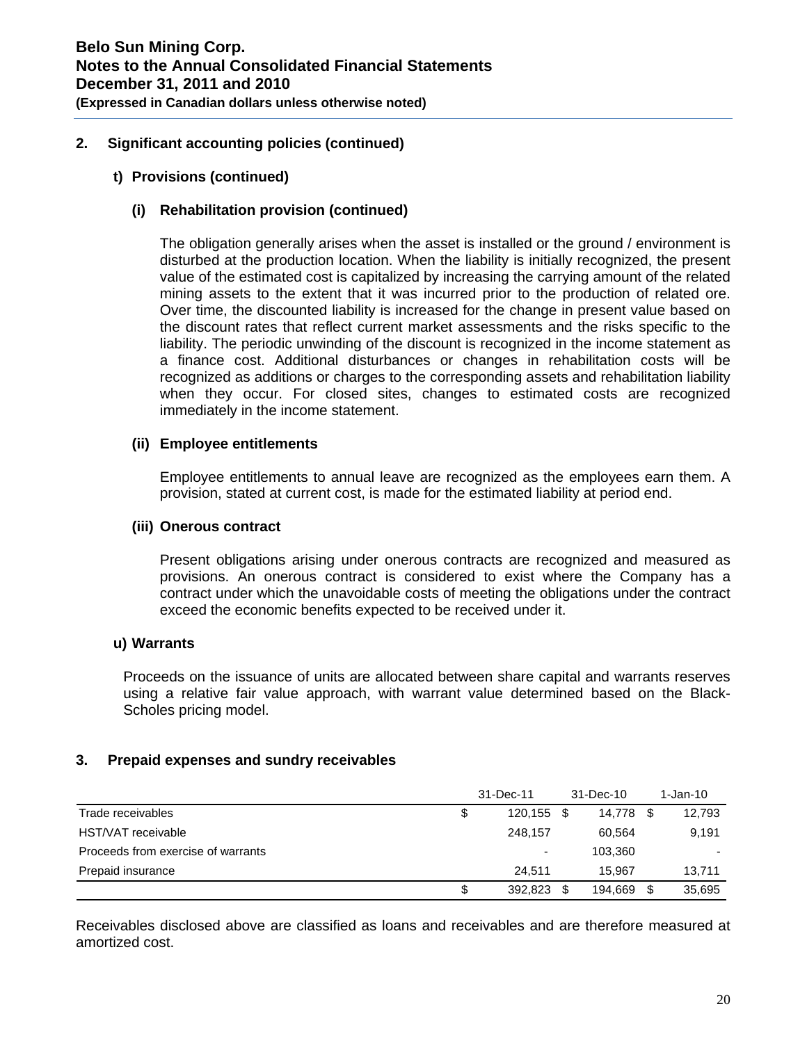## 2. Significant accounting policies (continued)

### t) Provisions (continued)

#### (i) Rehabilitation provision (continued)

The obligation generally arises when the asset is installed or the ground / environment is disturbed at the production location. When the liability is initially recognized, the present value of the estimated cost is capitalized by increasing the carrying amount of the related mining assets to the extent that it was incurred prior to the production of related ore. Over time, the discounted liability is increased for the change in present value based on the discount rates that reflect current market assessments and the risks specific to the liability. The periodic unwinding of the discount is recognized in the income statement as a finance cost. Additional disturbances or changes in rehabilitation costs will be recognized as additions or charges to the corresponding assets and rehabilitation liability when they occur. For closed sites, changes to estimated costs are recognized immediately in the income statement.

#### (ii) Employee entitlements

Employee entitlements to annual leave are recognized as the employees earn them. A provision, stated at current cost, is made for the estimated liability at period end.

#### (iii) Onerous contract

Present obligations arising under onerous contracts are recognized and measured as provisions. An onerous contract is considered to exist where the Company has a contract under which the unavoidable costs of meeting the obligations under the contract exceed the economic benefits expected to be received under it.

### u) Warrants

Proceeds on the issuance of units are allocated between share capital and warrants reserves using a relative fair value approach, with warrant value determined based on the Black-Scholes pricing model.

## 3. Prepaid expenses and sundry receivables

| | 31-Dec-11 | 31-Dec-10 | 1-Jan-10 |
|---|---|---|---|
| Trade receivables | $ 120,155 | $ 14,778 | $ 12,793 |
| HST/VAT receivable | 248,157 | 60,564 | 9,191 |
| Proceeds from exercise of warrants | - | 103,360 | - |
| Prepaid insurance | 24,511 | 15,967 | 13,711 |
| | $ 392,823 | $ 194,669 | $ 35,695 |

Receivables disclosed above are classified as loans and receivables and are therefore measured at amortized cost.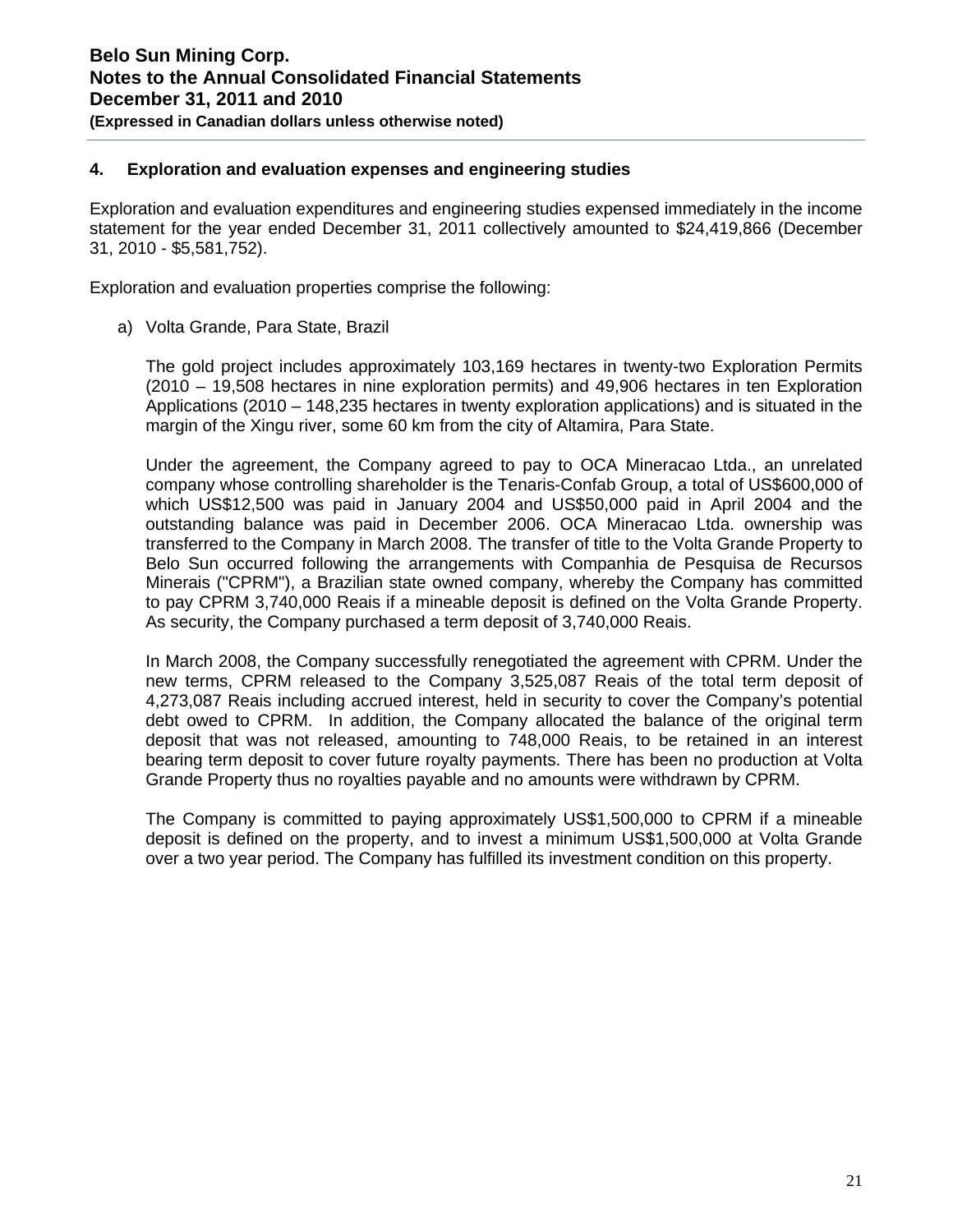## 4. Exploration and evaluation expenses and engineering studies

Exploration and evaluation expenditures and engineering studies expensed immediately in the income statement for the year ended December 31, 2011 collectively amounted to $24,419,866 (December 31, 2010 - $5,581,752).

Exploration and evaluation properties comprise the following:

a) Volta Grande, Para State, Brazil

The gold project includes approximately 103,169 hectares in twenty-two Exploration Permits (2010 – 19,508 hectares in nine exploration permits) and 49,906 hectares in ten Exploration Applications (2010 – 148,235 hectares in twenty exploration applications) and is situated in the margin of the Xingu river, some 60 km from the city of Altamira, Para State.

Under the agreement, the Company agreed to pay to OCA Mineracao Ltda., an unrelated company whose controlling shareholder is the Tenaris-Confab Group, a total of US$600,000 of which US$12,500 was paid in January 2004 and US$50,000 paid in April 2004 and the outstanding balance was paid in December 2006. OCA Mineracao Ltda. ownership was transferred to the Company in March 2008. The transfer of title to the Volta Grande Property to Belo Sun occurred following the arrangements with Companhia de Pesquisa de Recursos Minerais ("CPRM"), a Brazilian state owned company, whereby the Company has committed to pay CPRM 3,740,000 Reais if a mineable deposit is defined on the Volta Grande Property. As security, the Company purchased a term deposit of 3,740,000 Reais.

In March 2008, the Company successfully renegotiated the agreement with CPRM. Under the new terms, CPRM released to the Company 3,525,087 Reais of the total term deposit of 4,273,087 Reais including accrued interest, held in security to cover the Company's potential debt owed to CPRM. In addition, the Company allocated the balance of the original term deposit that was not released, amounting to 748,000 Reais, to be retained in an interest bearing term deposit to cover future royalty payments. There has been no production at Volta Grande Property thus no royalties payable and no amounts were withdrawn by CPRM.

The Company is committed to paying approximately US$1,500,000 to CPRM if a mineable deposit is defined on the property, and to invest a minimum US$1,500,000 at Volta Grande over a two year period. The Company has fulfilled its investment condition on this property.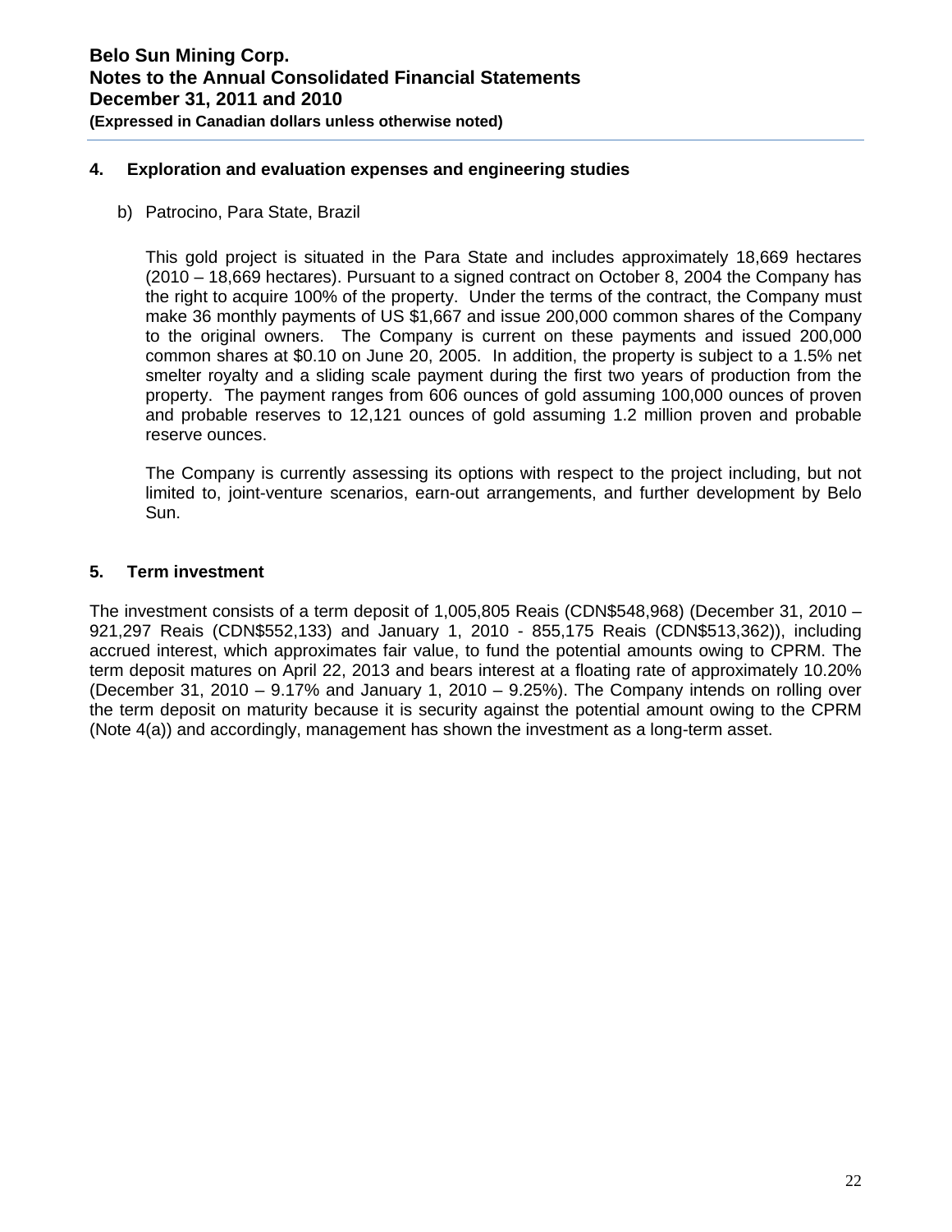## 4. Exploration and evaluation expenses and engineering studies

b) Patrocino, Para State, Brazil

This gold project is situated in the Para State and includes approximately 18,669 hectares (2010 – 18,669 hectares). Pursuant to a signed contract on October 8, 2004 the Company has the right to acquire 100% of the property. Under the terms of the contract, the Company must make 36 monthly payments of US $1,667 and issue 200,000 common shares of the Company to the original owners. The Company is current on these payments and issued 200,000 common shares at $0.10 on June 20, 2005. In addition, the property is subject to a 1.5% net smelter royalty and a sliding scale payment during the first two years of production from the property. The payment ranges from 606 ounces of gold assuming 100,000 ounces of proven and probable reserves to 12,121 ounces of gold assuming 1.2 million proven and probable reserve ounces.

The Company is currently assessing its options with respect to the project including, but not limited to, joint-venture scenarios, earn-out arrangements, and further development by Belo Sun.

## 5. Term investment

The investment consists of a term deposit of 1,005,805 Reais (CDN$548,968) (December 31, 2010 – 921,297 Reais (CDN$552,133) and January 1, 2010 - 855,175 Reais (CDN$513,362)), including accrued interest, which approximates fair value, to fund the potential amounts owing to CPRM. The term deposit matures on April 22, 2013 and bears interest at a floating rate of approximately 10.20% (December 31, 2010 – 9.17% and January 1, 2010 – 9.25%). The Company intends on rolling over the term deposit on maturity because it is security against the potential amount owing to the CPRM (Note 4(a)) and accordingly, management has shown the investment as a long-term asset.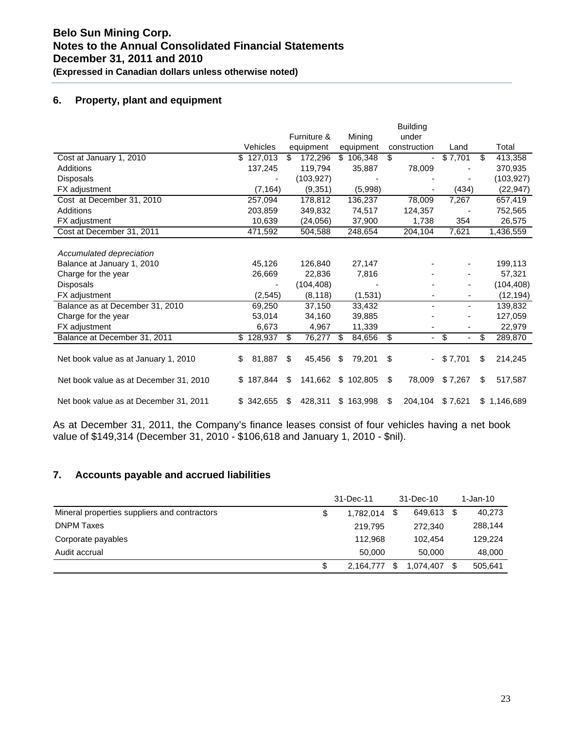**Belo Sun Mining Corp.**
**Notes to the Annual Consolidated Financial Statements**
**December 31, 2011 and 2010**
**(Expressed in Canadian dollars unless otherwise noted)**

## 6. Property, plant and equipment

| | Vehicles | Furniture & equipment | Mining equipment | Building under construction | Land | Total |
|---|---|---|---|---|---|---|
| Cost at January 1, 2010 | $ 127,013 | $ 172,296 | $ 106,348 | $ - | $ 7,701 | $ 413,358 |
| Additions | 137,245 | 119,794 | 35,887 | 78,009 | - | 370,935 |
| Disposals | - | (103,927) | - | - | - | (103,927) |
| FX adjustment | (7,164) | (9,351) | (5,998) | - | (434) | (22,947) |
| Cost at December 31, 2010 | 257,094 | 178,812 | 136,237 | 78,009 | 7,267 | 657,419 |
| Additions | 203,859 | 349,832 | 74,517 | 124,357 | - | 752,565 |
| FX adjustment | 10,639 | (24,056) | 37,900 | 1,738 | 354 | 26,575 |
| Cost at December 31, 2011 | 471,592 | 504,588 | 248,654 | 204,104 | 7,621 | 1,436,559 |
| *Accumulated depreciation* | | | | | | |
| Balance at January 1, 2010 | 45,126 | 126,840 | 27,147 | - | - | 199,113 |
| Charge for the year | 26,669 | 22,836 | 7,816 | - | - | 57,321 |
| Disposals | - | (104,408) | - | - | - | (104,408) |
| FX adjustment | (2,545) | (8,118) | (1,531) | - | - | (12,194) |
| Balance as at December 31, 2010 | 69,250 | 37,150 | 33,432 | - | - | 139,832 |
| Charge for the year | 53,014 | 34,160 | 39,885 | - | - | 127,059 |
| FX adjustment | 6,673 | 4,967 | 11,339 | - | - | 22,979 |
| Balance at December 31, 2011 | $ 128,937 | $ 76,277 | $ 84,656 | $ - | $ - | $ 289,870 |
| Net book value as at January 1, 2010 | $ 81,887 | $ 45,456 | $ 79,201 | $ - | $ 7,701 | $ 214,245 |
| Net book value as at December 31, 2010 | $ 187,844 | $ 141,662 | $ 102,805 | $ 78,009 | $ 7,267 | $ 517,587 |
| Net book value as at December 31, 2011 | $ 342,655 | $ 428,311 | $ 163,998 | $ 204,104 | $ 7,621 | $ 1,146,689 |

As at December 31, 2011, the Company's finance leases consist of four vehicles having a net book value of $149,314 (December 31, 2010 - $106,618 and January 1, 2010 - $nil).

## 7. Accounts payable and accrued liabilities

| | 31-Dec-11 | 31-Dec-10 | 1-Jan-10 |
|---|---|---|---|
| Mineral properties suppliers and contractors | $ 1,782,014 | $ 649,613 | $ 40,273 |
| DNPM Taxes | 219,795 | 272,340 | 288,144 |
| Corporate payables | 112,968 | 102,454 | 129,224 |
| Audit accrual | 50,000 | 50,000 | 48,000 |
| | $ 2,164,777 | $ 1,074,407 | $ 505,641 |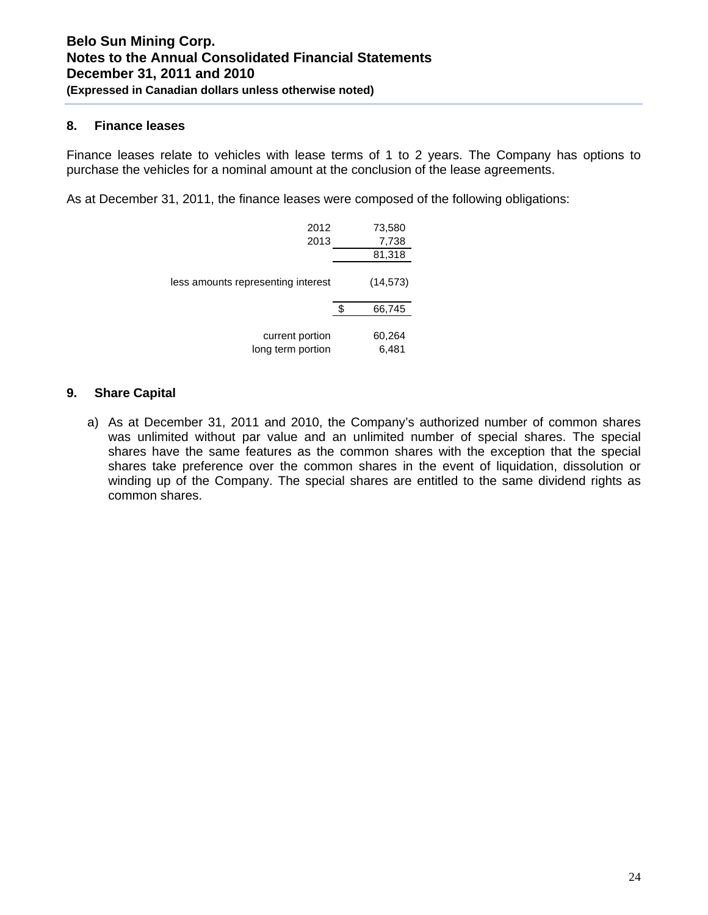## 8. Finance leases

Finance leases relate to vehicles with lease terms of 1 to 2 years. The Company has options to purchase the vehicles for a nominal amount at the conclusion of the lease agreements.

As at December 31, 2011, the finance leases were composed of the following obligations:

| | | |
|---|---|---|
| 2012 | | 73,580 |
| 2013 | | 7,738 |
| | | 81,318 |
| less amounts representing interest | | (14,573) |
| | $ | 66,745 |
| current portion | | 60,264 |
| long term portion | | 6,481 |

## 9. Share Capital

a) As at December 31, 2011 and 2010, the Company's authorized number of common shares was unlimited without par value and an unlimited number of special shares. The special shares have the same features as the common shares with the exception that the special shares take preference over the common shares in the event of liquidation, dissolution or winding up of the Company. The special shares are entitled to the same dividend rights as common shares.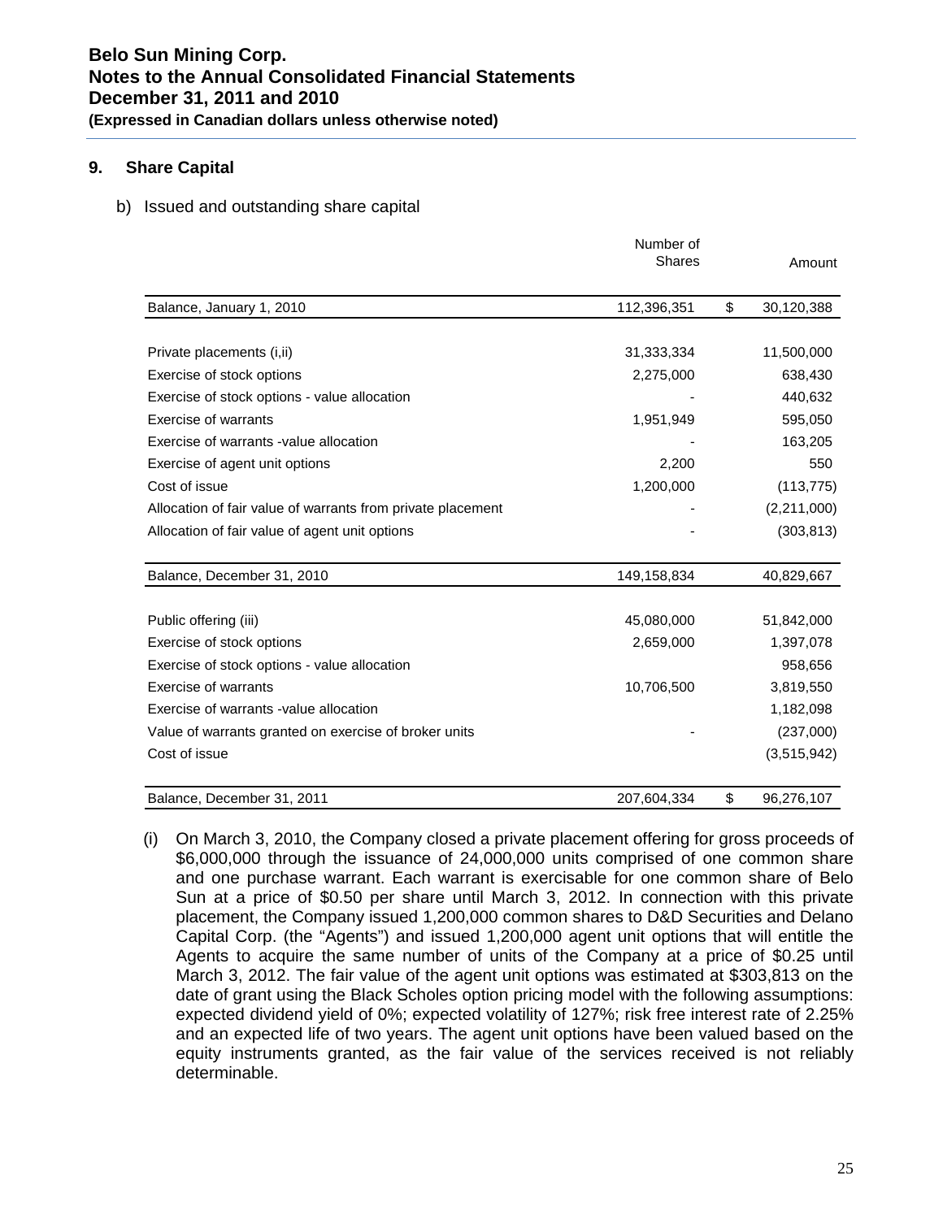## 9. Share Capital

b) Issued and outstanding share capital

| | Number of Shares | Amount |
|---|---|---|
| Balance, January 1, 2010 | 112,396,351 | $ 30,120,388 |
| Private placements (i,ii) | 31,333,334 | 11,500,000 |
| Exercise of stock options | 2,275,000 | 638,430 |
| Exercise of stock options - value allocation | - | 440,632 |
| Exercise of warrants | 1,951,949 | 595,050 |
| Exercise of warrants -value allocation | - | 163,205 |
| Exercise of agent unit options | 2,200 | 550 |
| Cost of issue | 1,200,000 | (113,775) |
| Allocation of fair value of warrants from private placement | - | (2,211,000) |
| Allocation of fair value of agent unit options | - | (303,813) |
| Balance, December 31, 2010 | 149,158,834 | 40,829,667 |
| Public offering (iii) | 45,080,000 | 51,842,000 |
| Exercise of stock options | 2,659,000 | 1,397,078 |
| Exercise of stock options - value allocation | | 958,656 |
| Exercise of warrants | 10,706,500 | 3,819,550 |
| Exercise of warrants -value allocation | | 1,182,098 |
| Value of warrants granted on exercise of broker units | - | (237,000) |
| Cost of issue | | (3,515,942) |
| Balance, December 31, 2011 | 207,604,334 | $ 96,276,107 |

(i) On March 3, 2010, the Company closed a private placement offering for gross proceeds of \$6,000,000 through the issuance of 24,000,000 units comprised of one common share and one purchase warrant. Each warrant is exercisable for one common share of Belo Sun at a price of \$0.50 per share until March 3, 2012. In connection with this private placement, the Company issued 1,200,000 common shares to D&D Securities and Delano Capital Corp. (the "Agents") and issued 1,200,000 agent unit options that will entitle the Agents to acquire the same number of units of the Company at a price of \$0.25 until March 3, 2012. The fair value of the agent unit options was estimated at \$303,813 on the date of grant using the Black Scholes option pricing model with the following assumptions: expected dividend yield of 0%; expected volatility of 127%; risk free interest rate of 2.25% and an expected life of two years. The agent unit options have been valued based on the equity instruments granted, as the fair value of the services received is not reliably determinable.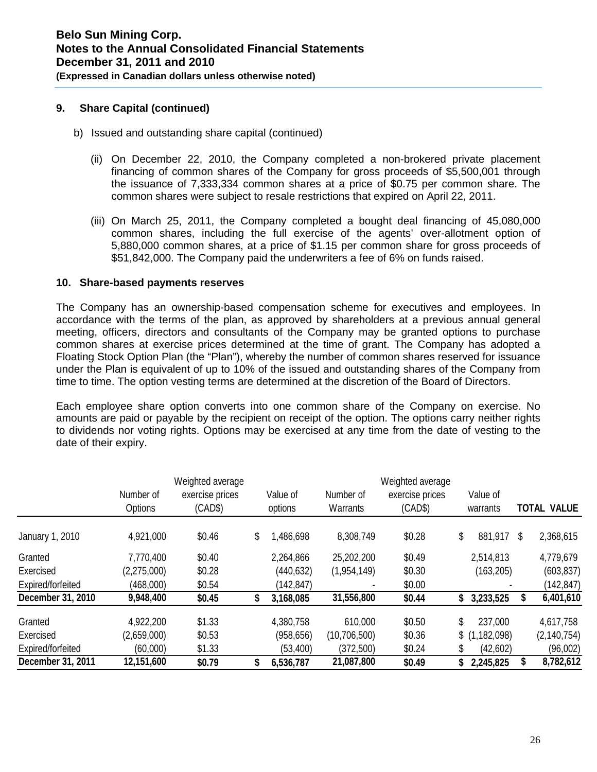### 9. Share Capital (continued)

b) Issued and outstanding share capital (continued)

(ii) On December 22, 2010, the Company completed a non-brokered private placement financing of common shares of the Company for gross proceeds of $5,500,001 through the issuance of 7,333,334 common shares at a price of $0.75 per common share. The common shares were subject to resale restrictions that expired on April 22, 2011.

(iii) On March 25, 2011, the Company completed a bought deal financing of 45,080,000 common shares, including the full exercise of the agents' over-allotment option of 5,880,000 common shares, at a price of $1.15 per common share for gross proceeds of $51,842,000. The Company paid the underwriters a fee of 6% on funds raised.

### 10. Share-based payments reserves

The Company has an ownership-based compensation scheme for executives and employees. In accordance with the terms of the plan, as approved by shareholders at a previous annual general meeting, officers, directors and consultants of the Company may be granted options to purchase common shares at exercise prices determined at the time of grant. The Company has adopted a Floating Stock Option Plan (the "Plan"), whereby the number of common shares reserved for issuance under the Plan is equivalent of up to 10% of the issued and outstanding shares of the Company from time to time. The option vesting terms are determined at the discretion of the Board of Directors.

Each employee share option converts into one common share of the Company on exercise. No amounts are paid or payable by the recipient on receipt of the option. The options carry neither rights to dividends nor voting rights. Options may be exercised at any time from the date of vesting to the date of their expiry.

| | Number of Options | Weighted average exercise prices (CAD$) | Value of options | Number of Warrants | Weighted average exercise prices (CAD$) | Value of warrants | TOTAL VALUE |
|---|---|---|---|---|---|---|---|
| January 1, 2010 | 4,921,000 | $0.46 | $ 1,486,698 | 8,308,749 | $0.28 | $ 881,917 | $ 2,368,615 |
| Granted | 7,770,400 | $0.40 | 2,264,866 | 25,202,200 | $0.49 | 2,514,813 | 4,779,679 |
| Exercised | (2,275,000) | $0.28 | (440,632) | (1,954,149) | $0.30 | (163,205) | (603,837) |
| Expired/forfeited | (468,000) | $0.54 | (142,847) | - | $0.00 | - | (142,847) |
| **December 31, 2010** | **9,948,400** | **$0.45** | **$ 3,168,085** | **31,556,800** | **$0.44** | **$ 3,233,525** | **$ 6,401,610** |
| Granted | 4,922,200 | $1.33 | 4,380,758 | 610,000 | $0.50 | $ 237,000 | 4,617,758 |
| Exercised | (2,659,000) | $0.53 | (958,656) | (10,706,500) | $0.36 | $ (1,182,098) | (2,140,754) |
| Expired/forfeited | (60,000) | $1.33 | (53,400) | (372,500) | $0.24 | $ (42,602) | (96,002) |
| **December 31, 2011** | **12,151,600** | **$0.79** | **$ 6,536,787** | **21,087,800** | **$0.49** | **$ 2,245,825** | **$ 8,782,612** |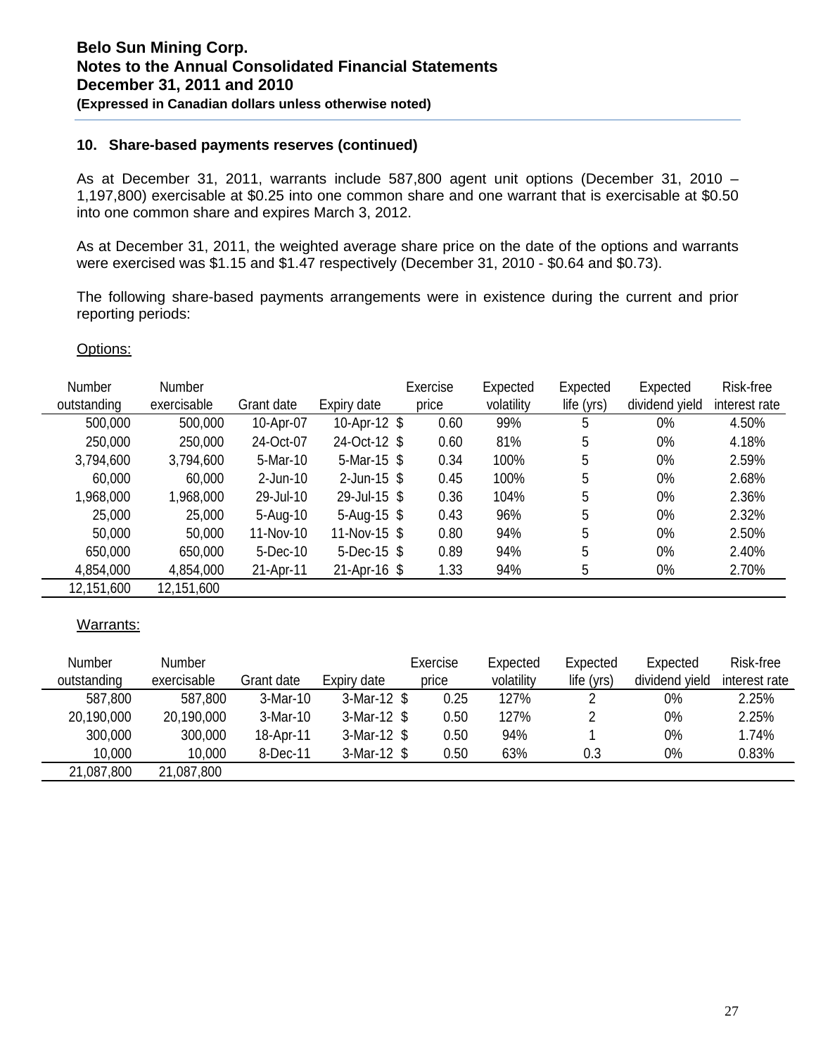# Belo Sun Mining Corp.
# Notes to the Annual Consolidated Financial Statements
# December 31, 2011 and 2010
**(Expressed in Canadian dollars unless otherwise noted)**

## 10. Share-based payments reserves (continued)

As at December 31, 2011, warrants include 587,800 agent unit options (December 31, 2010 – 1,197,800) exercisable at $0.25 into one common share and one warrant that is exercisable at $0.50 into one common share and expires March 3, 2012.

As at December 31, 2011, the weighted average share price on the date of the options and warrants were exercised was $1.15 and $1.47 respectively (December 31, 2010 - $0.64 and $0.73).

The following share-based payments arrangements were in existence during the current and prior reporting periods:

Options:

| Number outstanding | Number exercisable | Grant date | Expiry date | Exercise price | Expected volatility | Expected life (yrs) | Expected dividend yield | Risk-free interest rate |
|---|---|---|---|---|---|---|---|---|
| 500,000 | 500,000 | 10-Apr-07 | 10-Apr-12 | $ 0.60 | 99% | 5 | 0% | 4.50% |
| 250,000 | 250,000 | 24-Oct-07 | 24-Oct-12 | $ 0.60 | 81% | 5 | 0% | 4.18% |
| 3,794,600 | 3,794,600 | 5-Mar-10 | 5-Mar-15 | $ 0.34 | 100% | 5 | 0% | 2.59% |
| 60,000 | 60,000 | 2-Jun-10 | 2-Jun-15 | $ 0.45 | 100% | 5 | 0% | 2.68% |
| 1,968,000 | 1,968,000 | 29-Jul-10 | 29-Jul-15 | $ 0.36 | 104% | 5 | 0% | 2.36% |
| 25,000 | 25,000 | 5-Aug-10 | 5-Aug-15 | $ 0.43 | 96% | 5 | 0% | 2.32% |
| 50,000 | 50,000 | 11-Nov-10 | 11-Nov-15 | $ 0.80 | 94% | 5 | 0% | 2.50% |
| 650,000 | 650,000 | 5-Dec-10 | 5-Dec-15 | $ 0.89 | 94% | 5 | 0% | 2.40% |
| 4,854,000 | 4,854,000 | 21-Apr-11 | 21-Apr-16 | $ 1.33 | 94% | 5 | 0% | 2.70% |
| 12,151,600 | 12,151,600 | | | | | | | |

Warrants:

| Number outstanding | Number exercisable | Grant date | Expiry date | Exercise price | Expected volatility | Expected life (yrs) | Expected dividend yield | Risk-free interest rate |
|---|---|---|---|---|---|---|---|---|
| 587,800 | 587,800 | 3-Mar-10 | 3-Mar-12 | $ 0.25 | 127% | 2 | 0% | 2.25% |
| 20,190,000 | 20,190,000 | 3-Mar-10 | 3-Mar-12 | $ 0.50 | 127% | 2 | 0% | 2.25% |
| 300,000 | 300,000 | 18-Apr-11 | 3-Mar-12 | $ 0.50 | 94% | 1 | 0% | 1.74% |
| 10,000 | 10,000 | 8-Dec-11 | 3-Mar-12 | $ 0.50 | 63% | 0.3 | 0% | 0.83% |
| 21,087,800 | 21,087,800 | | | | | | | |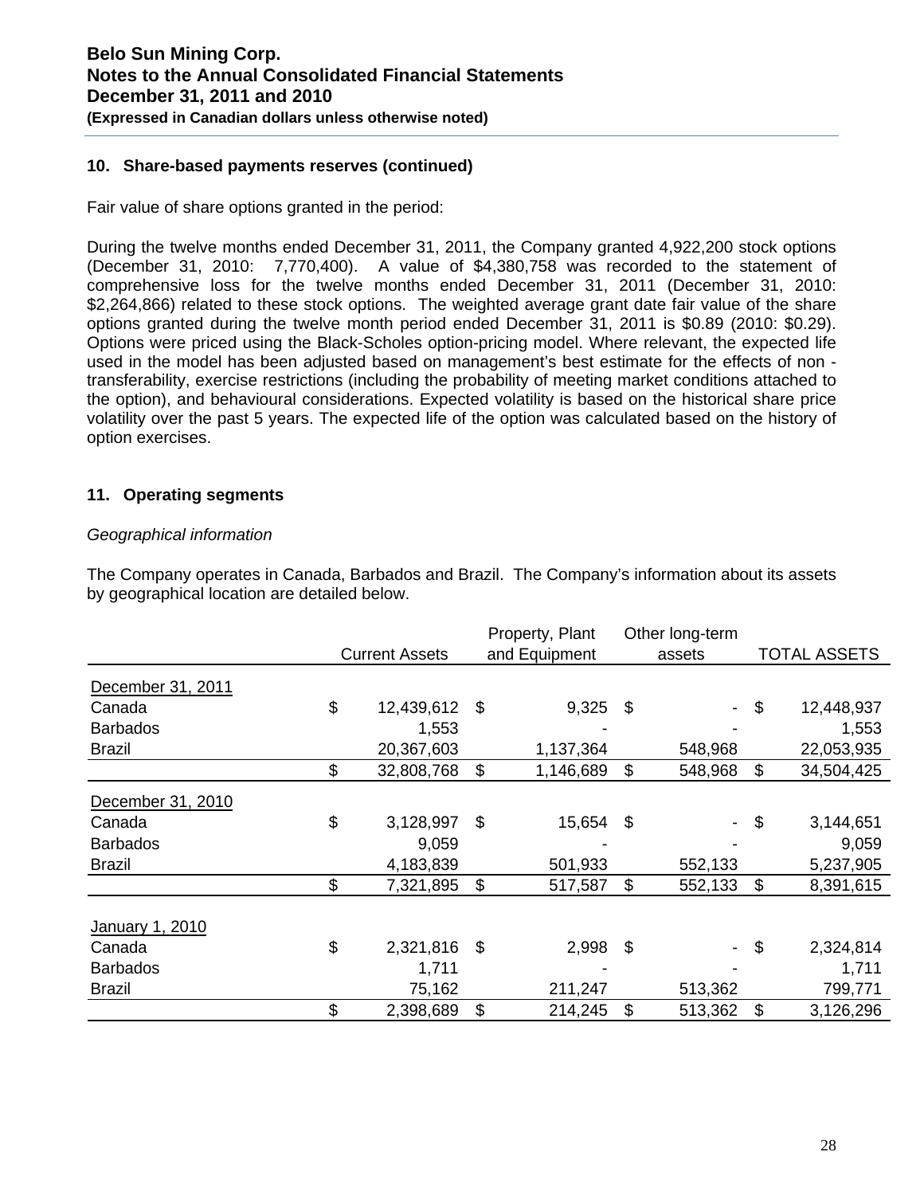## 10. Share-based payments reserves (continued)

Fair value of share options granted in the period:

During the twelve months ended December 31, 2011, the Company granted 4,922,200 stock options (December 31, 2010: 7,770,400). A value of $4,380,758 was recorded to the statement of comprehensive loss for the twelve months ended December 31, 2011 (December 31, 2010: $2,264,866) related to these stock options. The weighted average grant date fair value of the share options granted during the twelve month period ended December 31, 2011 is $0.89 (2010: $0.29). Options were priced using the Black-Scholes option-pricing model. Where relevant, the expected life used in the model has been adjusted based on management's best estimate for the effects of non - transferability, exercise restrictions (including the probability of meeting market conditions attached to the option), and behavioural considerations. Expected volatility is based on the historical share price volatility over the past 5 years. The expected life of the option was calculated based on the history of option exercises.

## 11. Operating segments

*Geographical information*

The Company operates in Canada, Barbados and Brazil. The Company's information about its assets by geographical location are detailed below.

| | Current Assets | Property, Plant and Equipment | Other long-term assets | TOTAL ASSETS |
|---|---|---|---|---|
| December 31, 2011 | | | | |
| Canada | $ 12,439,612 | $ 9,325 | $ - | $ 12,448,937 |
| Barbados | 1,553 | - | - | 1,553 |
| Brazil | 20,367,603 | 1,137,364 | 548,968 | 22,053,935 |
| | $ 32,808,768 | $ 1,146,689 | $ 548,968 | $ 34,504,425 |
| December 31, 2010 | | | | |
| Canada | $ 3,128,997 | $ 15,654 | $ - | $ 3,144,651 |
| Barbados | 9,059 | - | - | 9,059 |
| Brazil | 4,183,839 | 501,933 | 552,133 | 5,237,905 |
| | $ 7,321,895 | $ 517,587 | $ 552,133 | $ 8,391,615 |
| January 1, 2010 | | | | |
| Canada | $ 2,321,816 | $ 2,998 | $ - | $ 2,324,814 |
| Barbados | 1,711 | - | - | 1,711 |
| Brazil | 75,162 | 211,247 | 513,362 | 799,771 |
| | $ 2,398,689 | $ 214,245 | $ 513,362 | $ 3,126,296 |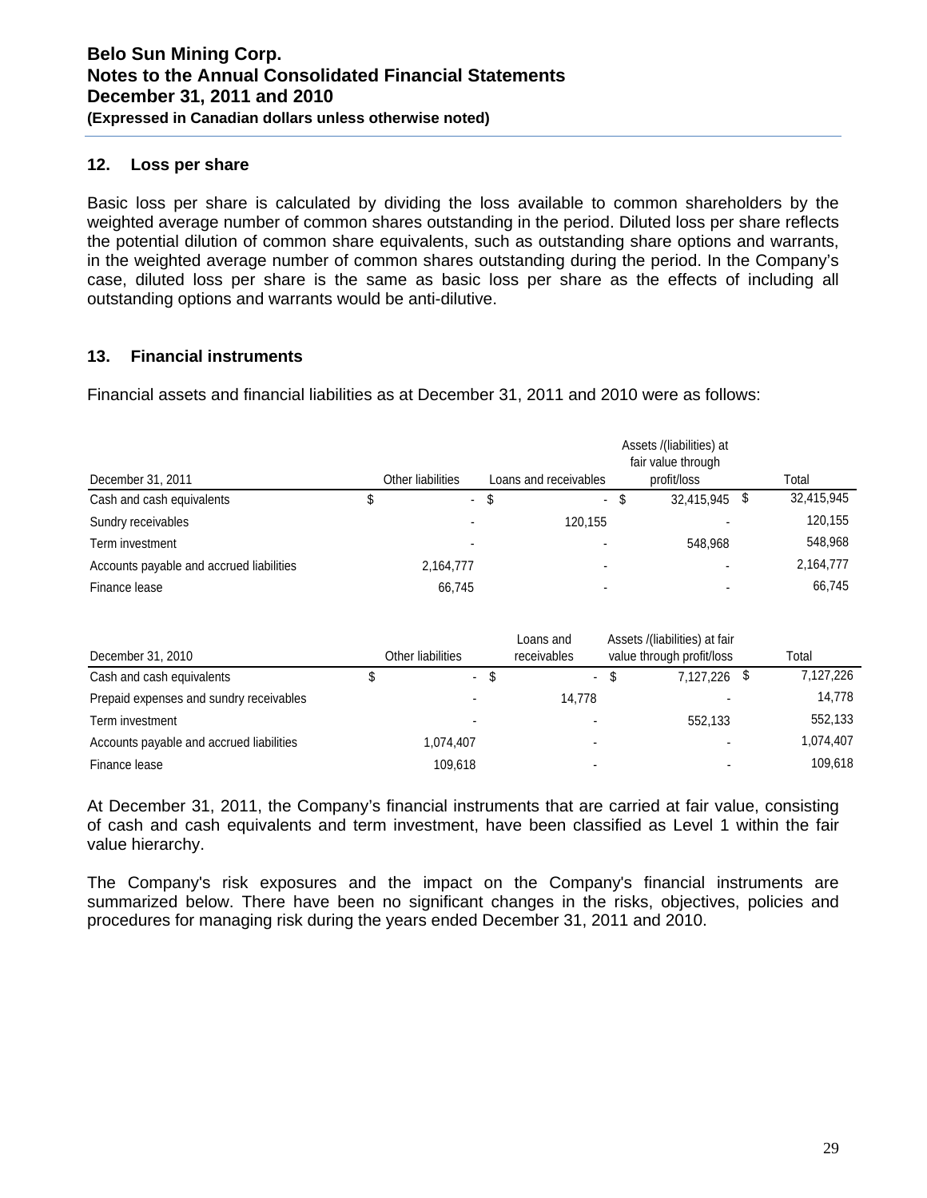## 12. Loss per share

Basic loss per share is calculated by dividing the loss available to common shareholders by the weighted average number of common shares outstanding in the period. Diluted loss per share reflects the potential dilution of common share equivalents, such as outstanding share options and warrants, in the weighted average number of common shares outstanding during the period. In the Company's case, diluted loss per share is the same as basic loss per share as the effects of including all outstanding options and warrants would be anti-dilutive.

## 13. Financial instruments

Financial assets and financial liabilities as at December 31, 2011 and 2010 were as follows:

| December 31, 2011 | Other liabilities | Loans and receivables | Assets /(liabilities) at fair value through profit/loss | Total |
|---|---|---|---|---|
| Cash and cash equivalents | $ - | $ - | $ 32,415,945 | $ 32,415,945 |
| Sundry receivables | - | 120,155 | - | 120,155 |
| Term investment | - | - | 548,968 | 548,968 |
| Accounts payable and accrued liabilities | 2,164,777 | - | - | 2,164,777 |
| Finance lease | 66,745 | - | - | 66,745 |

| December 31, 2010 | Other liabilities | Loans and receivables | Assets /(liabilities) at fair value through profit/loss | Total |
|---|---|---|---|---|
| Cash and cash equivalents | $ - | $ - | $ 7,127,226 | $ 7,127,226 |
| Prepaid expenses and sundry receivables | - | 14,778 | - | 14,778 |
| Term investment | - | - | 552,133 | 552,133 |
| Accounts payable and accrued liabilities | 1,074,407 | - | - | 1,074,407 |
| Finance lease | 109,618 | - | - | 109,618 |

At December 31, 2011, the Company's financial instruments that are carried at fair value, consisting of cash and cash equivalents and term investment, have been classified as Level 1 within the fair value hierarchy.

The Company's risk exposures and the impact on the Company's financial instruments are summarized below. There have been no significant changes in the risks, objectives, policies and procedures for managing risk during the years ended December 31, 2011 and 2010.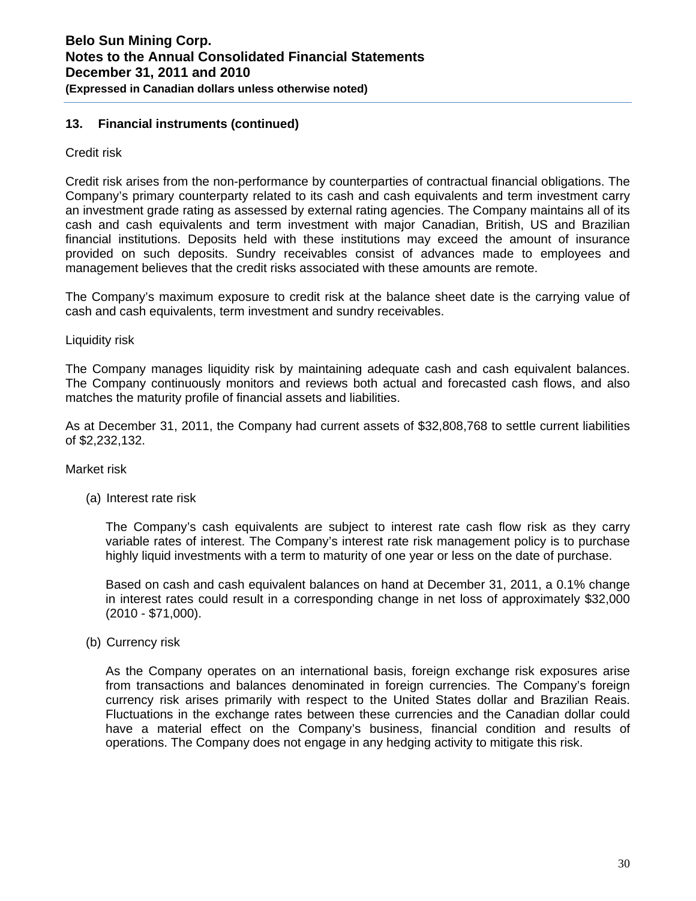## 13. Financial instruments (continued)

Credit risk

Credit risk arises from the non-performance by counterparties of contractual financial obligations. The Company's primary counterparty related to its cash and cash equivalents and term investment carry an investment grade rating as assessed by external rating agencies. The Company maintains all of its cash and cash equivalents and term investment with major Canadian, British, US and Brazilian financial institutions. Deposits held with these institutions may exceed the amount of insurance provided on such deposits. Sundry receivables consist of advances made to employees and management believes that the credit risks associated with these amounts are remote.

The Company's maximum exposure to credit risk at the balance sheet date is the carrying value of cash and cash equivalents, term investment and sundry receivables.

Liquidity risk

The Company manages liquidity risk by maintaining adequate cash and cash equivalent balances. The Company continuously monitors and reviews both actual and forecasted cash flows, and also matches the maturity profile of financial assets and liabilities.

As at December 31, 2011, the Company had current assets of $32,808,768 to settle current liabilities of $2,232,132.

Market risk

(a) Interest rate risk

The Company's cash equivalents are subject to interest rate cash flow risk as they carry variable rates of interest. The Company's interest rate risk management policy is to purchase highly liquid investments with a term to maturity of one year or less on the date of purchase.

Based on cash and cash equivalent balances on hand at December 31, 2011, a 0.1% change in interest rates could result in a corresponding change in net loss of approximately $32,000 (2010 - $71,000).

(b) Currency risk

As the Company operates on an international basis, foreign exchange risk exposures arise from transactions and balances denominated in foreign currencies. The Company's foreign currency risk arises primarily with respect to the United States dollar and Brazilian Reais. Fluctuations in the exchange rates between these currencies and the Canadian dollar could have a material effect on the Company's business, financial condition and results of operations. The Company does not engage in any hedging activity to mitigate this risk.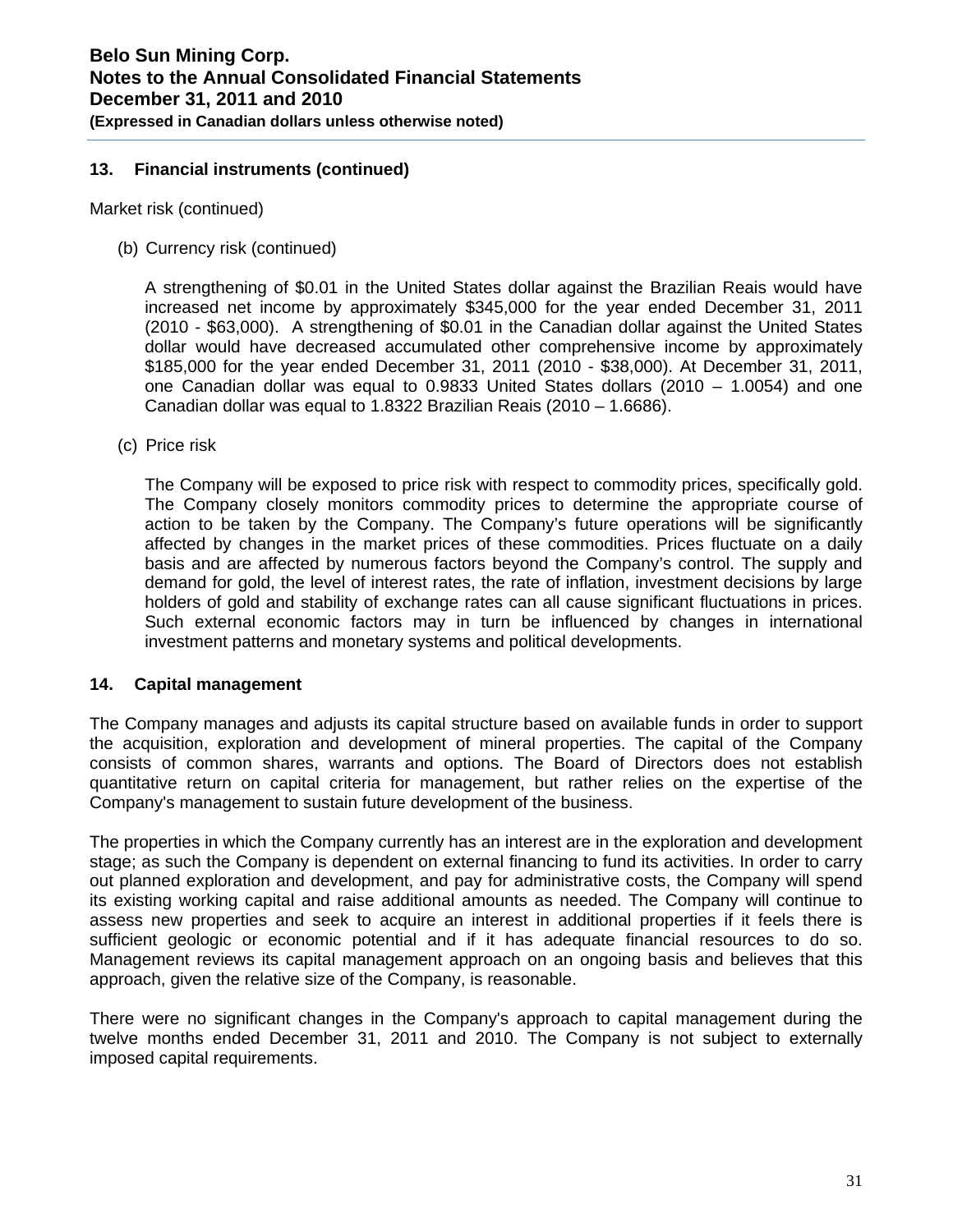## 13. Financial instruments (continued)

Market risk (continued)

(b) Currency risk (continued)

A strengthening of $0.01 in the United States dollar against the Brazilian Reais would have increased net income by approximately $345,000 for the year ended December 31, 2011 (2010 - $63,000). A strengthening of $0.01 in the Canadian dollar against the United States dollar would have decreased accumulated other comprehensive income by approximately $185,000 for the year ended December 31, 2011 (2010 - $38,000). At December 31, 2011, one Canadian dollar was equal to 0.9833 United States dollars (2010 – 1.0054) and one Canadian dollar was equal to 1.8322 Brazilian Reais (2010 – 1.6686).

(c) Price risk

The Company will be exposed to price risk with respect to commodity prices, specifically gold. The Company closely monitors commodity prices to determine the appropriate course of action to be taken by the Company. The Company's future operations will be significantly affected by changes in the market prices of these commodities. Prices fluctuate on a daily basis and are affected by numerous factors beyond the Company's control. The supply and demand for gold, the level of interest rates, the rate of inflation, investment decisions by large holders of gold and stability of exchange rates can all cause significant fluctuations in prices. Such external economic factors may in turn be influenced by changes in international investment patterns and monetary systems and political developments.

## 14. Capital management

The Company manages and adjusts its capital structure based on available funds in order to support the acquisition, exploration and development of mineral properties. The capital of the Company consists of common shares, warrants and options. The Board of Directors does not establish quantitative return on capital criteria for management, but rather relies on the expertise of the Company's management to sustain future development of the business.

The properties in which the Company currently has an interest are in the exploration and development stage; as such the Company is dependent on external financing to fund its activities. In order to carry out planned exploration and development, and pay for administrative costs, the Company will spend its existing working capital and raise additional amounts as needed. The Company will continue to assess new properties and seek to acquire an interest in additional properties if it feels there is sufficient geologic or economic potential and if it has adequate financial resources to do so. Management reviews its capital management approach on an ongoing basis and believes that this approach, given the relative size of the Company, is reasonable.

There were no significant changes in the Company's approach to capital management during the twelve months ended December 31, 2011 and 2010. The Company is not subject to externally imposed capital requirements.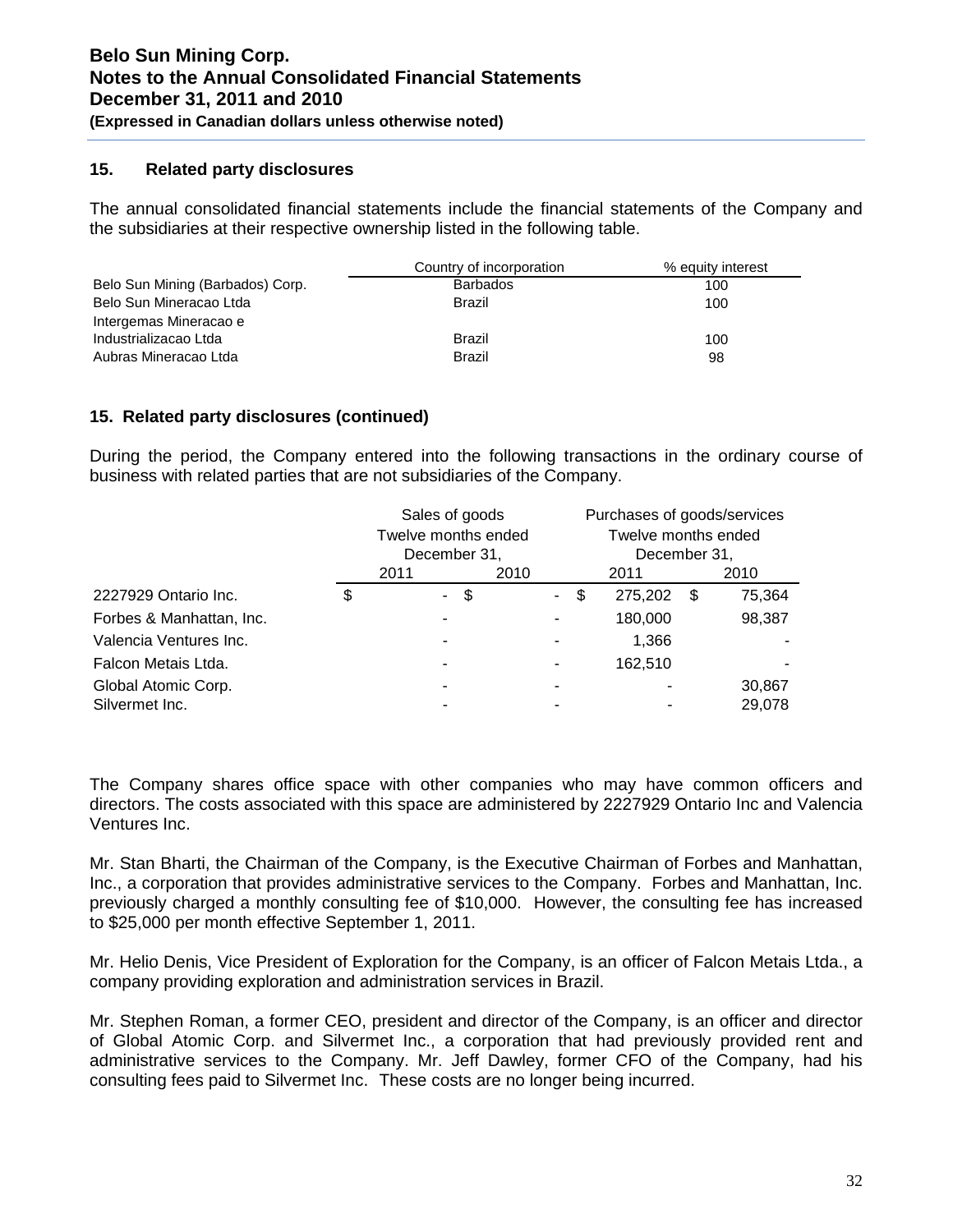## 15. Related party disclosures

The annual consolidated financial statements include the financial statements of the Company and the subsidiaries at their respective ownership listed in the following table.

| | Country of incorporation | % equity interest |
|---|---|---|
| Belo Sun Mining (Barbados) Corp. | Barbados | 100 |
| Belo Sun Mineracao Ltda | Brazil | 100 |
| Intergemas Mineracao e Industrializacao Ltda | Brazil | 100 |
| Aubras Mineracao Ltda | Brazil | 98 |

## 15. Related party disclosures (continued)

During the period, the Company entered into the following transactions in the ordinary course of business with related parties that are not subsidiaries of the Company.

| | Sales of goods Twelve months ended December 31, | | Purchases of goods/services Twelve months ended December 31, | |
|---|---|---|---|---|
| | 2011 | 2010 | 2011 | 2010 |
| 2227929 Ontario Inc. | $ - | $ - | $ 275,202 | $ 75,364 |
| Forbes & Manhattan, Inc. | - | - | 180,000 | 98,387 |
| Valencia Ventures Inc. | - | - | 1,366 | - |
| Falcon Metais Ltda. | - | - | 162,510 | - |
| Global Atomic Corp. | - | - | - | 30,867 |
| Silvermet Inc. | - | - | - | 29,078 |

The Company shares office space with other companies who may have common officers and directors. The costs associated with this space are administered by 2227929 Ontario Inc and Valencia Ventures Inc.

Mr. Stan Bharti, the Chairman of the Company, is the Executive Chairman of Forbes and Manhattan, Inc., a corporation that provides administrative services to the Company. Forbes and Manhattan, Inc. previously charged a monthly consulting fee of $10,000. However, the consulting fee has increased to $25,000 per month effective September 1, 2011.

Mr. Helio Denis, Vice President of Exploration for the Company, is an officer of Falcon Metais Ltda., a company providing exploration and administration services in Brazil.

Mr. Stephen Roman, a former CEO, president and director of the Company, is an officer and director of Global Atomic Corp. and Silvermet Inc., a corporation that had previously provided rent and administrative services to the Company. Mr. Jeff Dawley, former CFO of the Company, had his consulting fees paid to Silvermet Inc. These costs are no longer being incurred.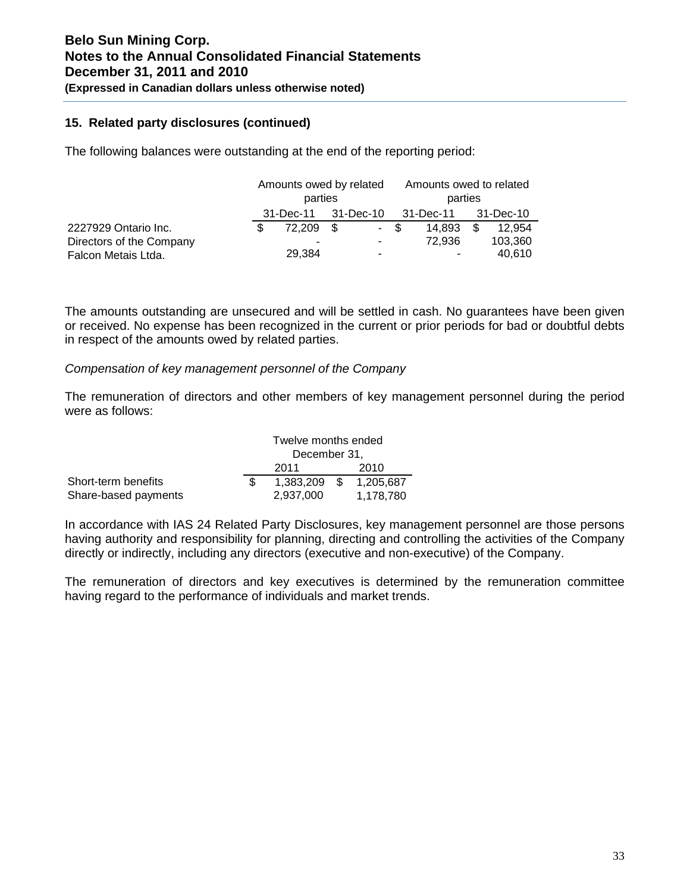## 15. Related party disclosures (continued)

The following balances were outstanding at the end of the reporting period:

| | Amounts owed by related parties | | Amounts owed to related parties | |
|---|---|---|---|---|
| | 31-Dec-11 | 31-Dec-10 | 31-Dec-11 | 31-Dec-10 |
| 2227929 Ontario Inc. | $ 72,209 | $ - | $ 14,893 | $ 12,954 |
| Directors of the Company | - | - | 72,936 | 103,360 |
| Falcon Metais Ltda. | 29,384 | - | - | 40,610 |

The amounts outstanding are unsecured and will be settled in cash. No guarantees have been given or received. No expense has been recognized in the current or prior periods for bad or doubtful debts in respect of the amounts owed by related parties.

*Compensation of key management personnel of the Company*

The remuneration of directors and other members of key management personnel during the period were as follows:

| | Twelve months ended December 31, | |
|---|---|---|
| | 2011 | 2010 |
| Short-term benefits | $ 1,383,209 | $ 1,205,687 |
| Share-based payments | 2,937,000 | 1,178,780 |

In accordance with IAS 24 Related Party Disclosures, key management personnel are those persons having authority and responsibility for planning, directing and controlling the activities of the Company directly or indirectly, including any directors (executive and non-executive) of the Company.

The remuneration of directors and key executives is determined by the remuneration committee having regard to the performance of individuals and market trends.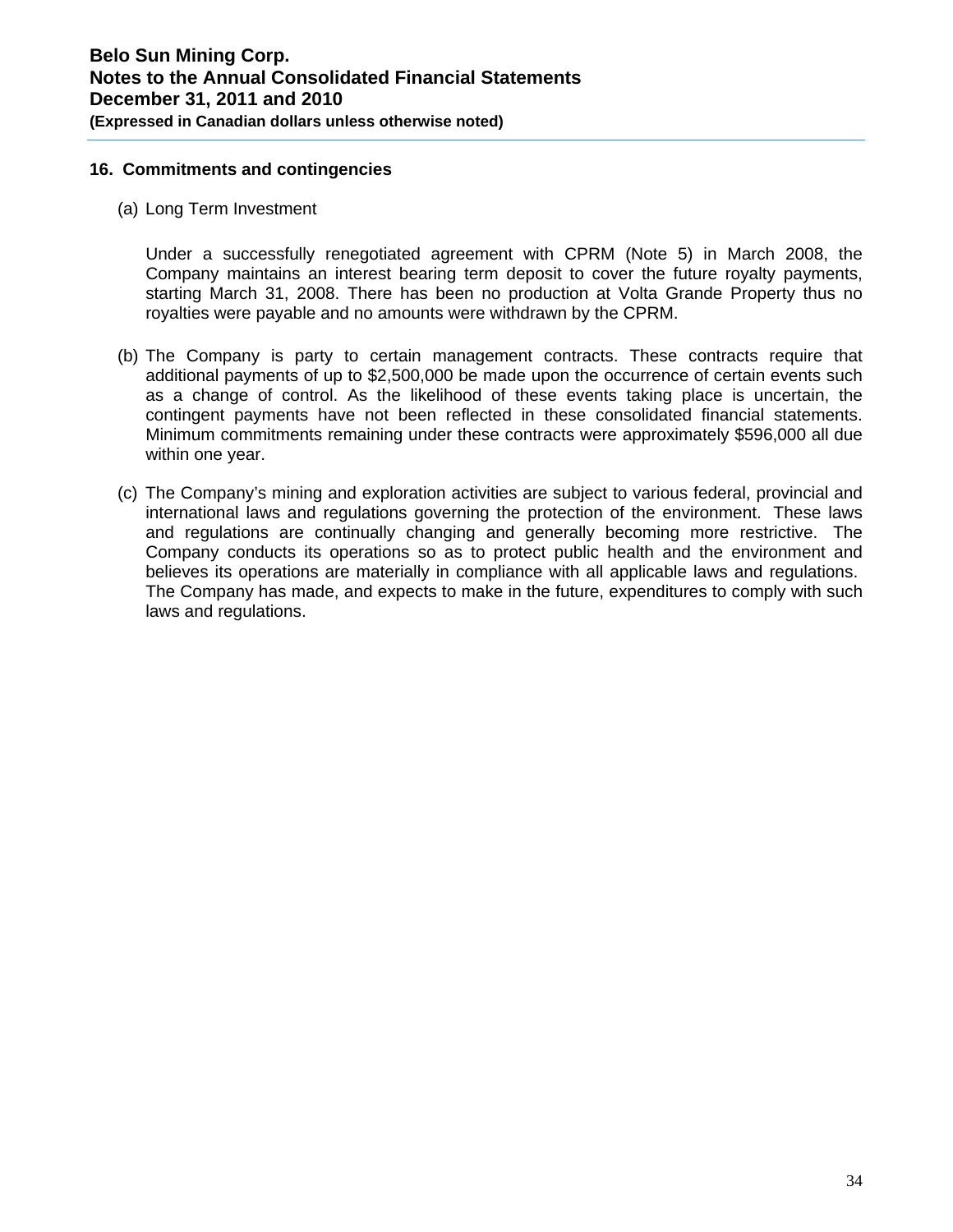## 16. Commitments and contingencies

(a) Long Term Investment

Under a successfully renegotiated agreement with CPRM (Note 5) in March 2008, the Company maintains an interest bearing term deposit to cover the future royalty payments, starting March 31, 2008. There has been no production at Volta Grande Property thus no royalties were payable and no amounts were withdrawn by the CPRM.

(b) The Company is party to certain management contracts. These contracts require that additional payments of up to $2,500,000 be made upon the occurrence of certain events such as a change of control. As the likelihood of these events taking place is uncertain, the contingent payments have not been reflected in these consolidated financial statements. Minimum commitments remaining under these contracts were approximately $596,000 all due within one year.

(c) The Company's mining and exploration activities are subject to various federal, provincial and international laws and regulations governing the protection of the environment. These laws and regulations are continually changing and generally becoming more restrictive. The Company conducts its operations so as to protect public health and the environment and believes its operations are materially in compliance with all applicable laws and regulations. The Company has made, and expects to make in the future, expenditures to comply with such laws and regulations.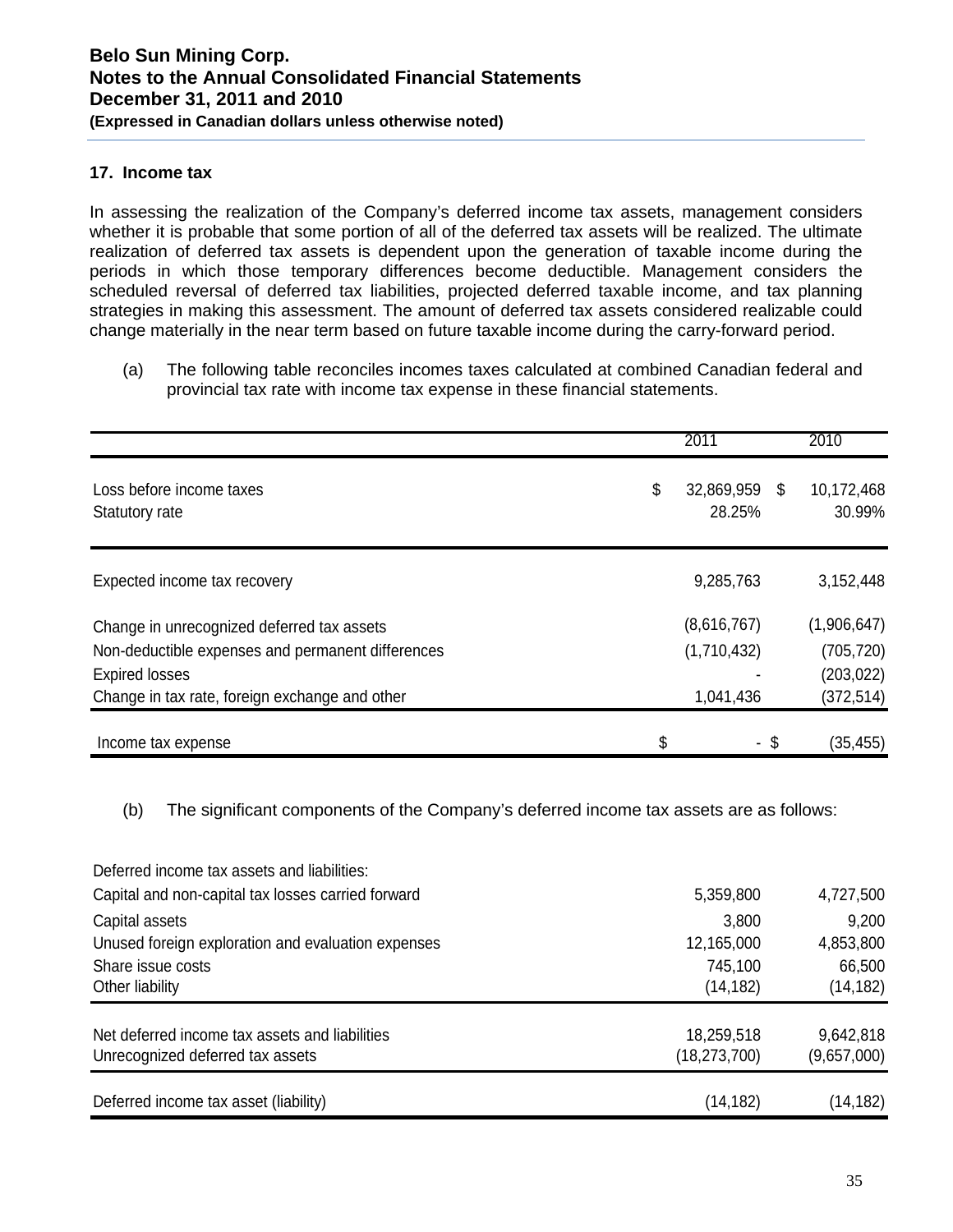## 17. Income tax

In assessing the realization of the Company's deferred income tax assets, management considers whether it is probable that some portion of all of the deferred tax assets will be realized. The ultimate realization of deferred tax assets is dependent upon the generation of taxable income during the periods in which those temporary differences become deductible. Management considers the scheduled reversal of deferred tax liabilities, projected deferred taxable income, and tax planning strategies in making this assessment. The amount of deferred tax assets considered realizable could change materially in the near term based on future taxable income during the carry-forward period.

(a) The following table reconciles incomes taxes calculated at combined Canadian federal and provincial tax rate with income tax expense in these financial statements.

| | 2011 | 2010 |
|---|---|---|
| Loss before income taxes | $ 32,869,959 | $ 10,172,468 |
| Statutory rate | 28.25% | 30.99% |
| Expected income tax recovery | 9,285,763 | 3,152,448 |
| Change in unrecognized deferred tax assets | (8,616,767) | (1,906,647) |
| Non-deductible expenses and permanent differences | (1,710,432) | (705,720) |
| Expired losses | - | (203,022) |
| Change in tax rate, foreign exchange and other | 1,041,436 | (372,514) |
| Income tax expense | $ - | $ (35,455) |

(b) The significant components of the Company's deferred income tax assets are as follows:

| | 2011 | 2010 |
|---|---|---|
| Deferred income tax assets and liabilities: | | |
| Capital and non-capital tax losses carried forward | 5,359,800 | 4,727,500 |
| Capital assets | 3,800 | 9,200 |
| Unused foreign exploration and evaluation expenses | 12,165,000 | 4,853,800 |
| Share issue costs | 745,100 | 66,500 |
| Other liability | (14,182) | (14,182) |
| Net deferred income tax assets and liabilities | 18,259,518 | 9,642,818 |
| Unrecognized deferred tax assets | (18,273,700) | (9,657,000) |
| Deferred income tax asset (liability) | (14,182) | (14,182) |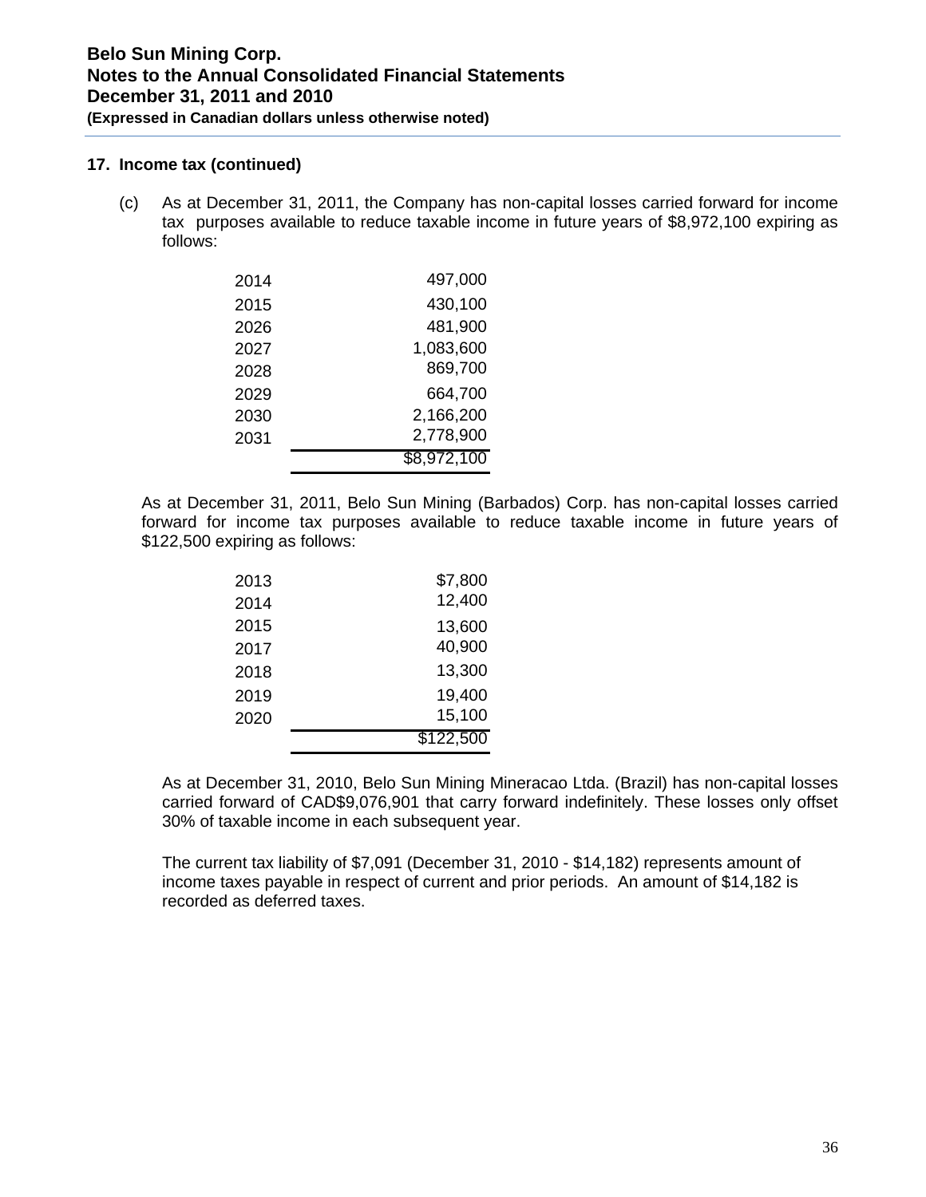## 17. Income tax (continued)

(c) As at December 31, 2011, the Company has non-capital losses carried forward for income tax purposes available to reduce taxable income in future years of $8,972,100 expiring as follows:

| | |
|---|---:|
| 2014 | 497,000 |
| 2015 | 430,100 |
| 2026 | 481,900 |
| 2027 | 1,083,600 |
| 2028 | 869,700 |
| 2029 | 664,700 |
| 2030 | 2,166,200 |
| 2031 | 2,778,900 |
| | $8,972,100 |

As at December 31, 2011, Belo Sun Mining (Barbados) Corp. has non-capital losses carried forward for income tax purposes available to reduce taxable income in future years of $122,500 expiring as follows:

| | |
|---|---:|
| 2013 | $7,800 |
| 2014 | 12,400 |
| 2015 | 13,600 |
| 2017 | 40,900 |
| 2018 | 13,300 |
| 2019 | 19,400 |
| 2020 | 15,100 |
| | $122,500 |

As at December 31, 2010, Belo Sun Mining Mineracao Ltda. (Brazil) has non-capital losses carried forward of CAD$9,076,901 that carry forward indefinitely. These losses only offset 30% of taxable income in each subsequent year.

The current tax liability of $7,091 (December 31, 2010 - $14,182) represents amount of income taxes payable in respect of current and prior periods. An amount of $14,182 is recorded as deferred taxes.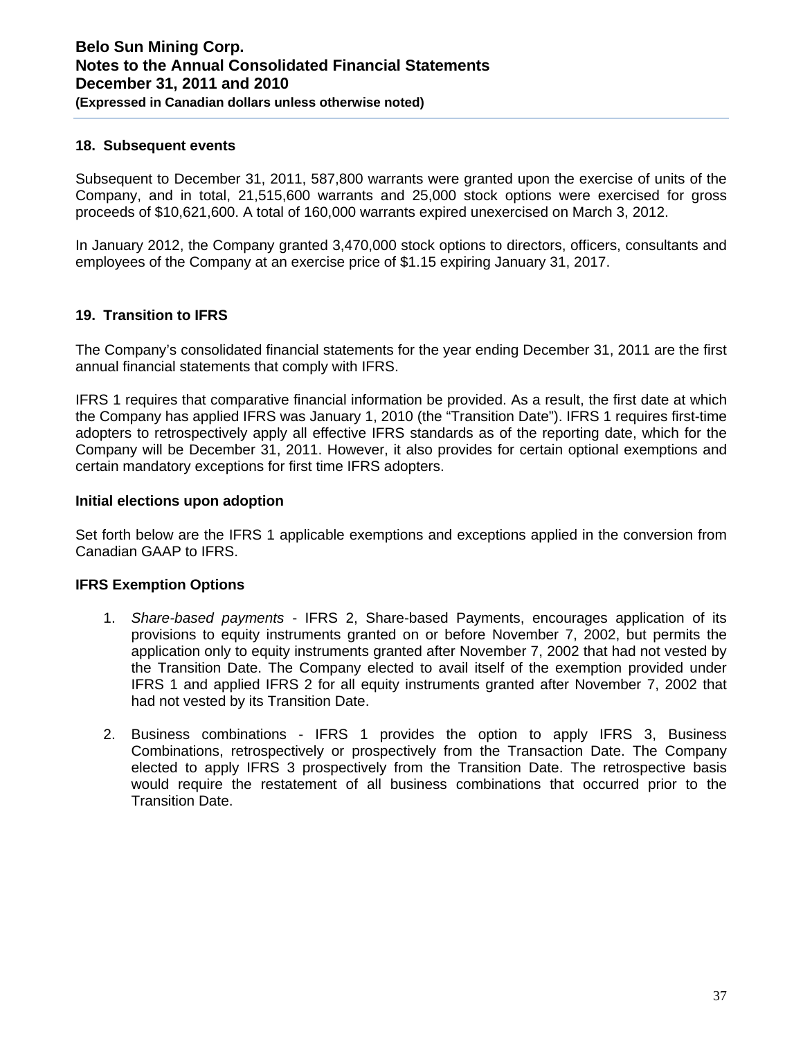## 18. Subsequent events

Subsequent to December 31, 2011, 587,800 warrants were granted upon the exercise of units of the Company, and in total, 21,515,600 warrants and 25,000 stock options were exercised for gross proceeds of $10,621,600. A total of 160,000 warrants expired unexercised on March 3, 2012.

In January 2012, the Company granted 3,470,000 stock options to directors, officers, consultants and employees of the Company at an exercise price of $1.15 expiring January 31, 2017.

## 19. Transition to IFRS

The Company's consolidated financial statements for the year ending December 31, 2011 are the first annual financial statements that comply with IFRS.

IFRS 1 requires that comparative financial information be provided. As a result, the first date at which the Company has applied IFRS was January 1, 2010 (the "Transition Date"). IFRS 1 requires first-time adopters to retrospectively apply all effective IFRS standards as of the reporting date, which for the Company will be December 31, 2011. However, it also provides for certain optional exemptions and certain mandatory exceptions for first time IFRS adopters.

### Initial elections upon adoption

Set forth below are the IFRS 1 applicable exemptions and exceptions applied in the conversion from Canadian GAAP to IFRS.

### IFRS Exemption Options

1. *Share-based payments* - IFRS 2, Share-based Payments, encourages application of its provisions to equity instruments granted on or before November 7, 2002, but permits the application only to equity instruments granted after November 7, 2002 that had not vested by the Transition Date. The Company elected to avail itself of the exemption provided under IFRS 1 and applied IFRS 2 for all equity instruments granted after November 7, 2002 that had not vested by its Transition Date.

2. Business combinations - IFRS 1 provides the option to apply IFRS 3, Business Combinations, retrospectively or prospectively from the Transaction Date. The Company elected to apply IFRS 3 prospectively from the Transition Date. The retrospective basis would require the restatement of all business combinations that occurred prior to the Transition Date.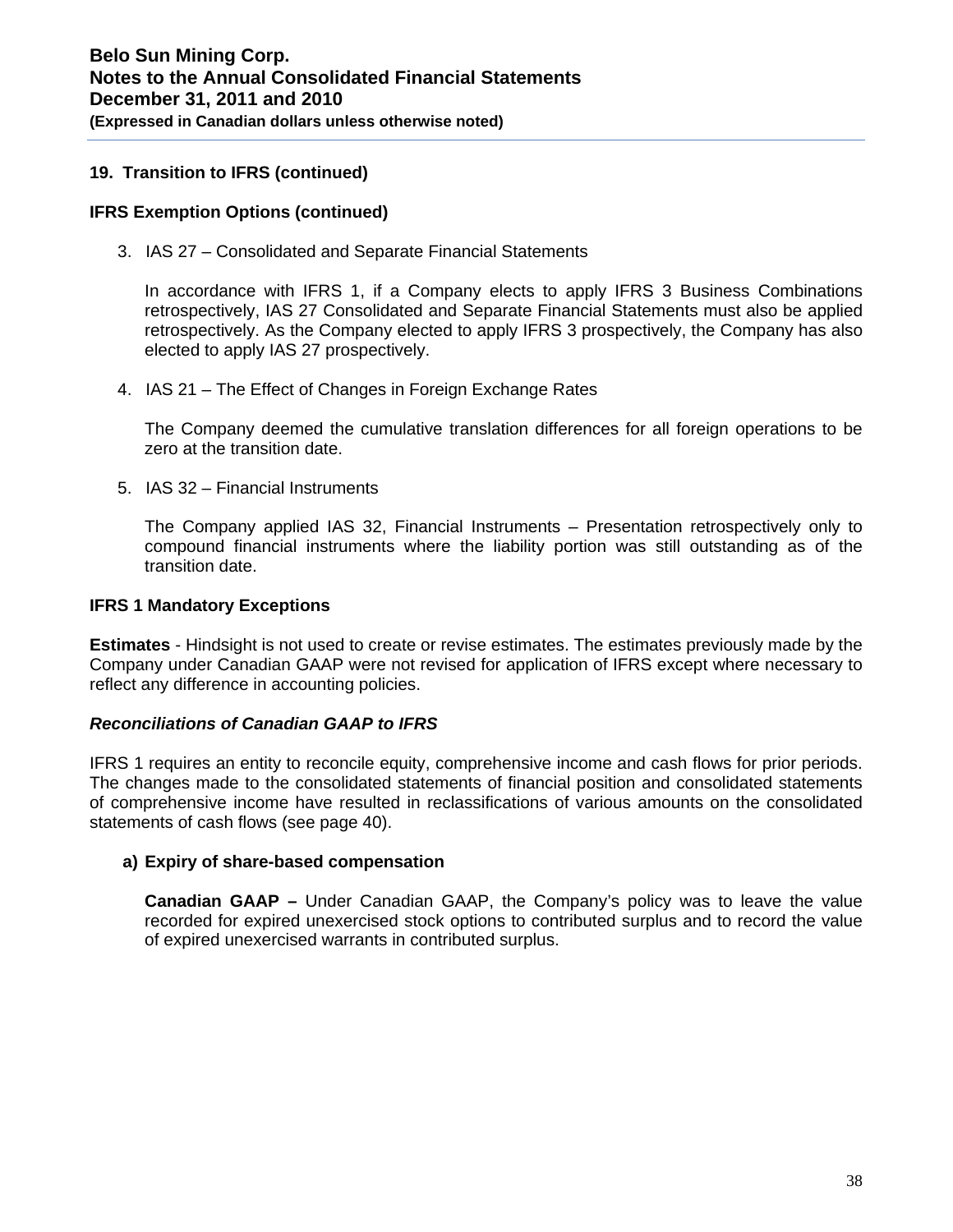## 19. Transition to IFRS (continued)

### IFRS Exemption Options (continued)

3. IAS 27 – Consolidated and Separate Financial Statements

   In accordance with IFRS 1, if a Company elects to apply IFRS 3 Business Combinations retrospectively, IAS 27 Consolidated and Separate Financial Statements must also be applied retrospectively. As the Company elected to apply IFRS 3 prospectively, the Company has also elected to apply IAS 27 prospectively.

4. IAS 21 – The Effect of Changes in Foreign Exchange Rates

   The Company deemed the cumulative translation differences for all foreign operations to be zero at the transition date.

5. IAS 32 – Financial Instruments

   The Company applied IAS 32, Financial Instruments – Presentation retrospectively only to compound financial instruments where the liability portion was still outstanding as of the transition date.

### IFRS 1 Mandatory Exceptions

**Estimates** - Hindsight is not used to create or revise estimates. The estimates previously made by the Company under Canadian GAAP were not revised for application of IFRS except where necessary to reflect any difference in accounting policies.

### *Reconciliations of Canadian GAAP to IFRS*

IFRS 1 requires an entity to reconcile equity, comprehensive income and cash flows for prior periods. The changes made to the consolidated statements of financial position and consolidated statements of comprehensive income have resulted in reclassifications of various amounts on the consolidated statements of cash flows (see page 40).

**a) Expiry of share-based compensation**

**Canadian GAAP –** Under Canadian GAAP, the Company's policy was to leave the value recorded for expired unexercised stock options to contributed surplus and to record the value of expired unexercised warrants in contributed surplus.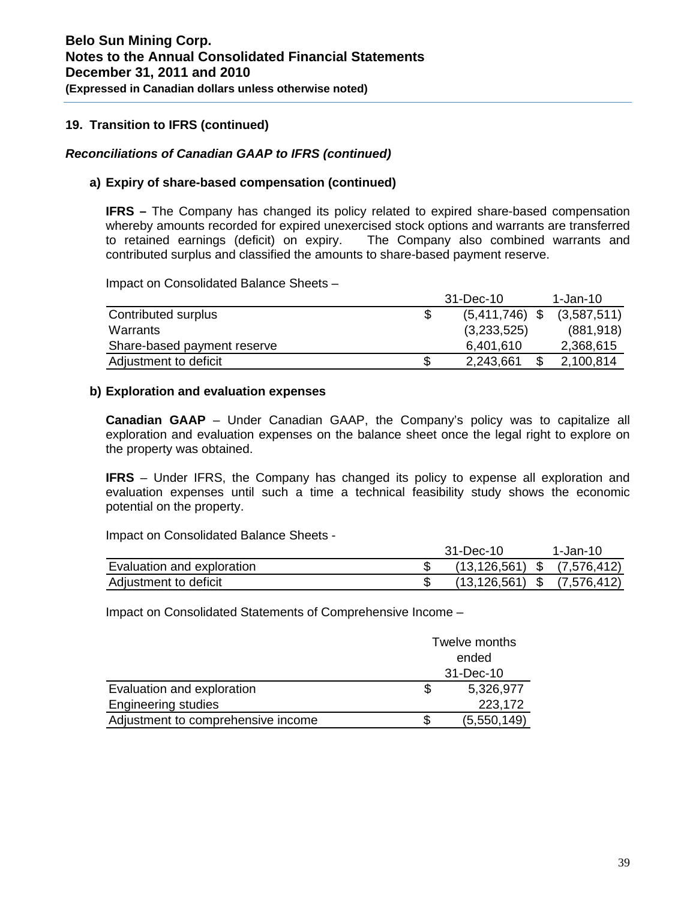## 19. Transition to IFRS (continued)

### *Reconciliations of Canadian GAAP to IFRS (continued)*

#### a) Expiry of share-based compensation (continued)

**IFRS –** The Company has changed its policy related to expired share-based compensation whereby amounts recorded for expired unexercised stock options and warrants are transferred to retained earnings (deficit) on expiry. The Company also combined warrants and contributed surplus and classified the amounts to share-based payment reserve.

Impact on Consolidated Balance Sheets –

| | 31-Dec-10 | 1-Jan-10 |
|---|---|---|
| Contributed surplus | $ (5,411,746) | $ (3,587,511) |
| Warrants | (3,233,525) | (881,918) |
| Share-based payment reserve | 6,401,610 | 2,368,615 |
| Adjustment to deficit | $ 2,243,661 | $ 2,100,814 |

#### b) Exploration and evaluation expenses

**Canadian GAAP** – Under Canadian GAAP, the Company's policy was to capitalize all exploration and evaluation expenses on the balance sheet once the legal right to explore on the property was obtained.

**IFRS** – Under IFRS, the Company has changed its policy to expense all exploration and evaluation expenses until such a time a technical feasibility study shows the economic potential on the property.

Impact on Consolidated Balance Sheets -

| | 31-Dec-10 | 1-Jan-10 |
|---|---|---|
| Evaluation and exploration | $ (13,126,561) | $ (7,576,412) |
| Adjustment to deficit | $ (13,126,561) | $ (7,576,412) |

Impact on Consolidated Statements of Comprehensive Income –

| | Twelve months ended 31-Dec-10 |
|---|---|
| Evaluation and exploration | $ 5,326,977 |
| Engineering studies | 223,172 |
| Adjustment to comprehensive income | $ (5,550,149) |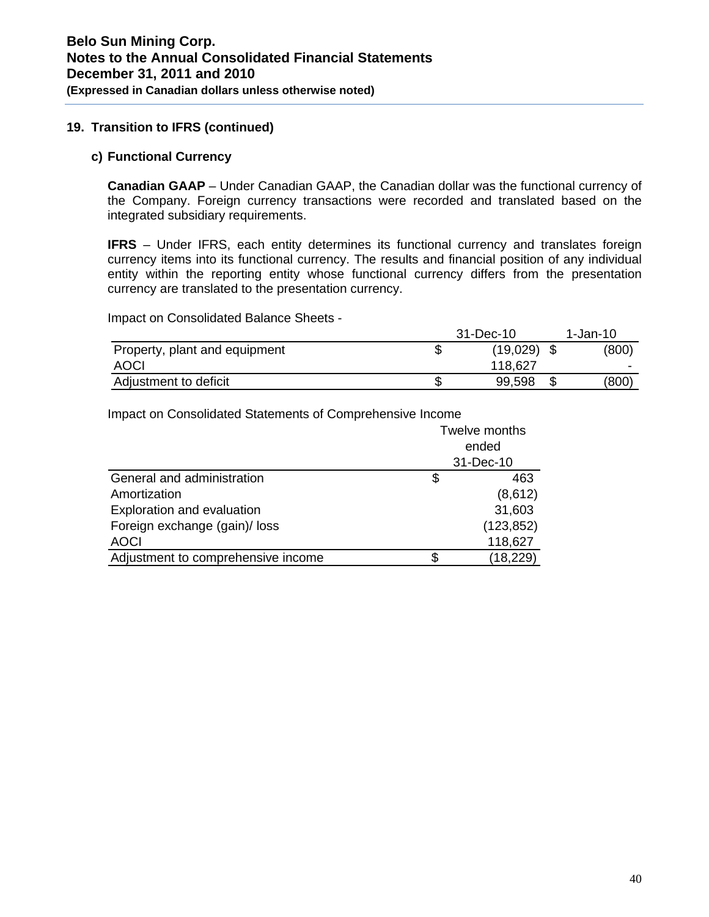## 19. Transition to IFRS (continued)

### c) Functional Currency

**Canadian GAAP** – Under Canadian GAAP, the Canadian dollar was the functional currency of the Company. Foreign currency transactions were recorded and translated based on the integrated subsidiary requirements.

**IFRS** – Under IFRS, each entity determines its functional currency and translates foreign currency items into its functional currency. The results and financial position of any individual entity within the reporting entity whose functional currency differs from the presentation currency are translated to the presentation currency.

Impact on Consolidated Balance Sheets -

| | 31-Dec-10 | 1-Jan-10 |
|---|---|---|
| Property, plant and equipment | $ (19,029) | $ (800) |
| AOCI | 118,627 | - |
| Adjustment to deficit | $ 99,598 | $ (800) |

Impact on Consolidated Statements of Comprehensive Income

| | Twelve months ended 31-Dec-10 |
|---|---|
| General and administration | $ 463 |
| Amortization | (8,612) |
| Exploration and evaluation | 31,603 |
| Foreign exchange (gain)/ loss | (123,852) |
| AOCI | 118,627 |
| Adjustment to comprehensive income | $ (18,229) |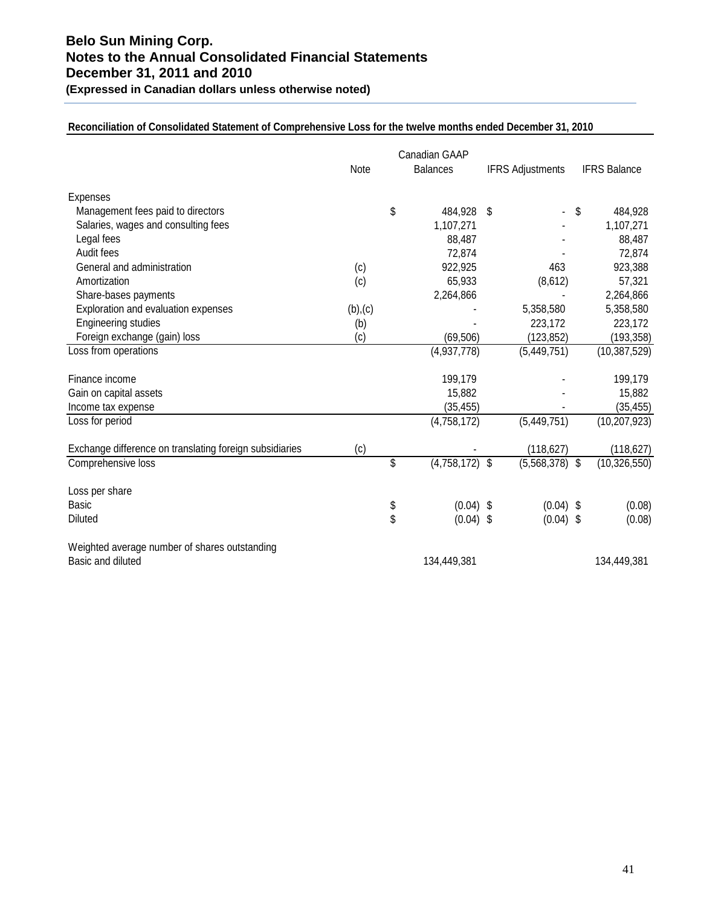# Belo Sun Mining Corp.
# Notes to the Annual Consolidated Financial Statements
# December 31, 2011 and 2010
**(Expressed in Canadian dollars unless otherwise noted)**

**Reconciliation of Consolidated Statement of Comprehensive Loss for the twelve months ended December 31, 2010**

| | Note | Canadian GAAP Balances | IFRS Adjustments | IFRS Balance |
|---|---|---|---|---|
| Expenses | | | | |
| Management fees paid to directors | | $ 484,928 | $ - | $ 484,928 |
| Salaries, wages and consulting fees | | 1,107,271 | - | 1,107,271 |
| Legal fees | | 88,487 | - | 88,487 |
| Audit fees | | 72,874 | - | 72,874 |
| General and administration | (c) | 922,925 | 463 | 923,388 |
| Amortization | (c) | 65,933 | (8,612) | 57,321 |
| Share-bases payments | | 2,264,866 | - | 2,264,866 |
| Exploration and evaluation expenses | (b),(c) | - | 5,358,580 | 5,358,580 |
| Engineering studies | (b) | - | 223,172 | 223,172 |
| Foreign exchange (gain) loss | (c) | (69,506) | (123,852) | (193,358) |
| Loss from operations | | (4,937,778) | (5,449,751) | (10,387,529) |
| Finance income | | 199,179 | - | 199,179 |
| Gain on capital assets | | 15,882 | - | 15,882 |
| Income tax expense | | (35,455) | - | (35,455) |
| Loss for period | | (4,758,172) | (5,449,751) | (10,207,923) |
| Exchange difference on translating foreign subsidiaries | (c) | - | (118,627) | (118,627) |
| Comprehensive loss | | $ (4,758,172) | $ (5,568,378) | $ (10,326,550) |
| Loss per share | | | | |
| Basic | | $ (0.04) | $ (0.04) | $ (0.08) |
| Diluted | | $ (0.04) | $ (0.04) | $ (0.08) |
| Weighted average number of shares outstanding | | | | |
| Basic and diluted | | 134,449,381 | | 134,449,381 |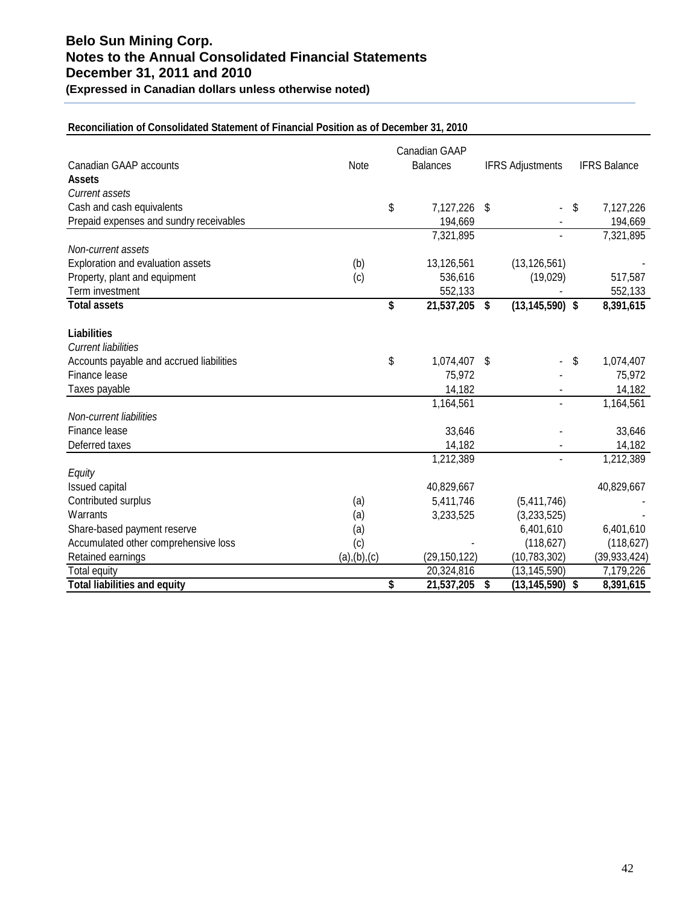# Belo Sun Mining Corp.
# Notes to the Annual Consolidated Financial Statements
# December 31, 2011 and 2010
**(Expressed in Canadian dollars unless otherwise noted)**

**Reconciliation of Consolidated Statement of Financial Position as of December 31, 2010**

| Canadian GAAP accounts | Note | Canadian GAAP Balances | IFRS Adjustments | IFRS Balance |
|---|---|---|---|---|
| **Assets** | | | | |
| *Current assets* | | | | |
| Cash and cash equivalents | | $ 7,127,226 | $ - | $ 7,127,226 |
| Prepaid expenses and sundry receivables | | 194,669 | - | 194,669 |
| | | 7,321,895 | - | 7,321,895 |
| *Non-current assets* | | | | |
| Exploration and evaluation assets | (b) | 13,126,561 | (13,126,561) | - |
| Property, plant and equipment | (c) | 536,616 | (19,029) | 517,587 |
| Term investment | | 552,133 | - | 552,133 |
| **Total assets** | | **$ 21,537,205** | **$ (13,145,590)** | **$ 8,391,615** |
| **Liabilities** | | | | |
| *Current liabilities* | | | | |
| Accounts payable and accrued liabilities | | $ 1,074,407 | $ - | $ 1,074,407 |
| Finance lease | | 75,972 | - | 75,972 |
| Taxes payable | | 14,182 | - | 14,182 |
| | | 1,164,561 | - | 1,164,561 |
| *Non-current liabilities* | | | | |
| Finance lease | | 33,646 | - | 33,646 |
| Deferred taxes | | 14,182 | - | 14,182 |
| | | 1,212,389 | - | 1,212,389 |
| *Equity* | | | | |
| Issued capital | | 40,829,667 | | 40,829,667 |
| Contributed surplus | (a) | 5,411,746 | (5,411,746) | - |
| Warrants | (a) | 3,233,525 | (3,233,525) | - |
| Share-based payment reserve | (a) | | 6,401,610 | 6,401,610 |
| Accumulated other comprehensive loss | (c) | - | (118,627) | (118,627) |
| Retained earnings | (a),(b),(c) | (29,150,122) | (10,783,302) | (39,933,424) |
| Total equity | | 20,324,816 | (13,145,590) | 7,179,226 |
| **Total liabilities and equity** | | **$ 21,537,205** | **$ (13,145,590)** | **$ 8,391,615** |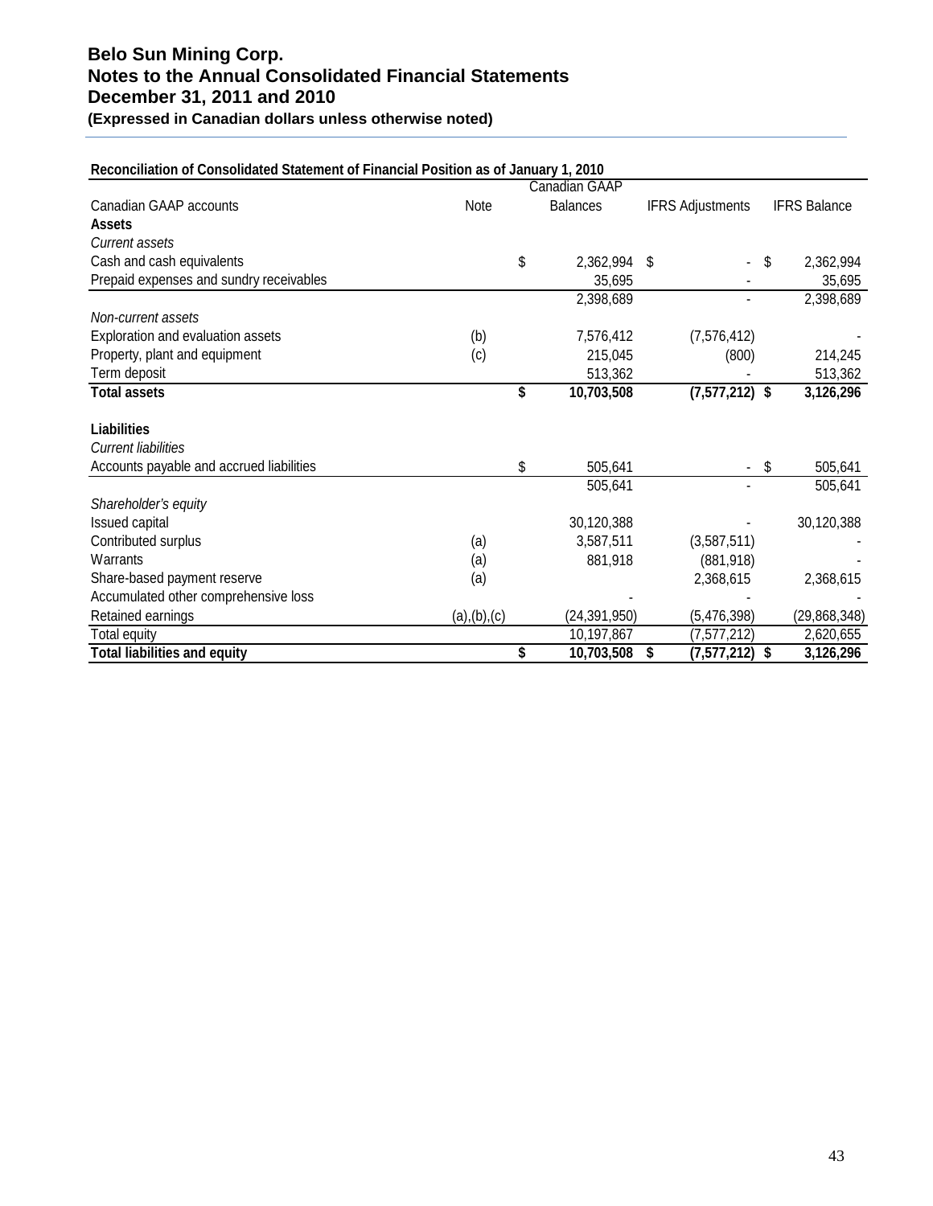**Reconciliation of Consolidated Statement of Financial Position as of January 1, 2010**

| Canadian GAAP accounts | Note | Canadian GAAP Balances | IFRS Adjustments | IFRS Balance |
|---|---|---|---|---|
| **Assets** | | | | |
| *Current assets* | | | | |
| Cash and cash equivalents | | $ 2,362,994 | $ - | $ 2,362,994 |
| Prepaid expenses and sundry receivables | | 35,695 | - | 35,695 |
| | | 2,398,689 | - | 2,398,689 |
| *Non-current assets* | | | | |
| Exploration and evaluation assets | (b) | 7,576,412 | (7,576,412) | - |
| Property, plant and equipment | (c) | 215,045 | (800) | 214,245 |
| Term deposit | | 513,362 | - | 513,362 |
| **Total assets** | | **$ 10,703,508** | **(7,577,212)** | **$ 3,126,296** |
| **Liabilities** | | | | |
| *Current liabilities* | | | | |
| Accounts payable and accrued liabilities | | $ 505,641 | - | $ 505,641 |
| | | 505,641 | - | 505,641 |
| *Shareholder's equity* | | | | |
| Issued capital | | 30,120,388 | - | 30,120,388 |
| Contributed surplus | (a) | 3,587,511 | (3,587,511) | - |
| Warrants | (a) | 881,918 | (881,918) | - |
| Share-based payment reserve | (a) | | 2,368,615 | 2,368,615 |
| Accumulated other comprehensive loss | | - | - | - |
| Retained earnings | (a),(b),(c) | (24,391,950) | (5,476,398) | (29,868,348) |
| Total equity | | 10,197,867 | (7,577,212) | 2,620,655 |
| **Total liabilities and equity** | | **$ 10,703,508** | **$ (7,577,212)** | **$ 3,126,296** |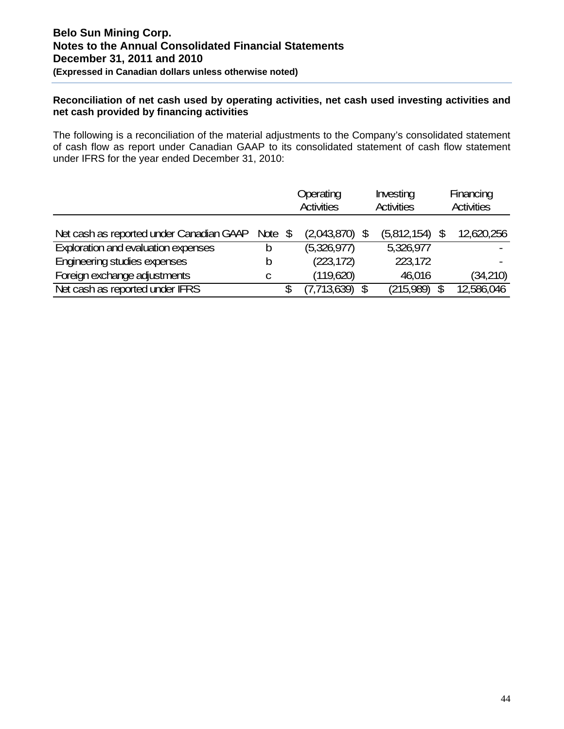**Reconciliation of net cash used by operating activities, net cash used investing activities and net cash provided by financing activities**

The following is a reconciliation of the material adjustments to the Company's consolidated statement of cash flow as report under Canadian GAAP to its consolidated statement of cash flow statement under IFRS for the year ended December 31, 2010:

| | Note | Operating Activities | Investing Activities | Financing Activities |
|---|---|---|---|---|
| Net cash as reported under Canadian GAAP | | $ (2,043,870) | $ (5,812,154) | $ 12,620,256 |
| Exploration and evaluation expenses | b | (5,326,977) | 5,326,977 | - |
| Engineering studies expenses | b | (223,172) | 223,172 | - |
| Foreign exchange adjustments | c | (119,620) | 46,016 | (34,210) |
| Net cash as reported under IFRS | | $ (7,713,639) | $ (215,989) | $ 12,586,046 |